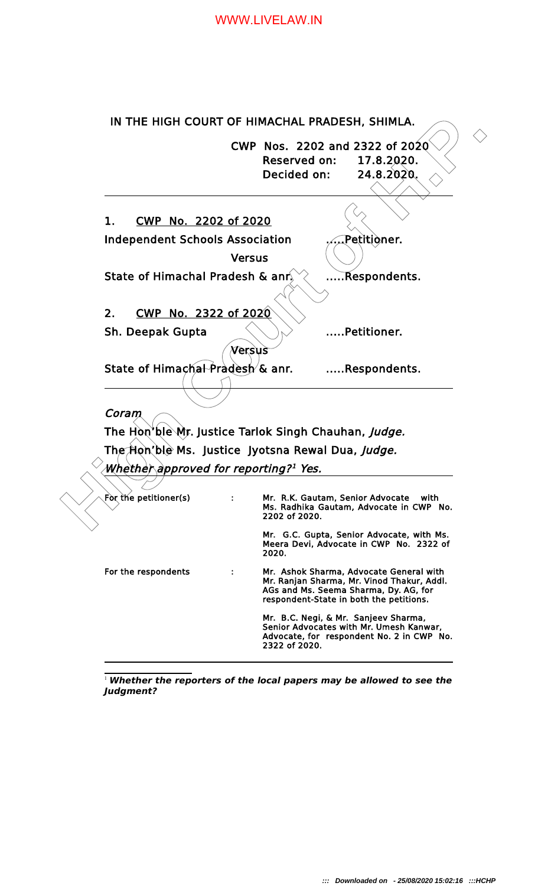IN THE HIGH COURT OF HIMACHAL PRADESH, SHIMLA.

CWP Nos. 2202 and 2322 of 2020
Reserved on: 17.8.2020.
Decided on: 24.8.2020.

---

1. CWP No. 2202 of 2020

Independent Schools Association .....Petitioner.

Versus

State of Himachal Pradesh & anr. .....Respondents.

2. CWP No. 2322 of 2020

Sh. Deepak Gupta .....Petitioner.

Versus

State of Himachal Pradesh & anr. .....Respondents.

---

*Coram*

The Hon'ble Mr. Justice Tarlok Singh Chauhan, *Judge.*

The Hon'ble Ms. Justice Jyotsna Rewal Dua, *Judge.*

*Whether approved for reporting?*[1] *Yes.*

| | | |
|---|---|---|
| For the petitioner(s) | : | Mr. R.K. Gautam, Senior Advocate with Ms. Radhika Gautam, Advocate in CWP No. 2202 of 2020. |
| | | Mr. G.C. Gupta, Senior Advocate, with Ms. Meera Devi, Advocate in CWP No. 2322 of 2020. |
| For the respondents | : | Mr. Ashok Sharma, Advocate General with Mr. Ranjan Sharma, Mr. Vinod Thakur, Addl. AGs and Ms. Seema Sharma, Dy. AG, for respondent-State in both the petitions. |
| | | Mr. B.C. Negi, & Mr. Sanjeev Sharma, Senior Advocates with Mr. Umesh Kanwar, Advocate, for respondent No. 2 in CWP No. 2322 of 2020. |

---

[1] ***Whether the reporters of the local papers may be allowed to see the Judgment?***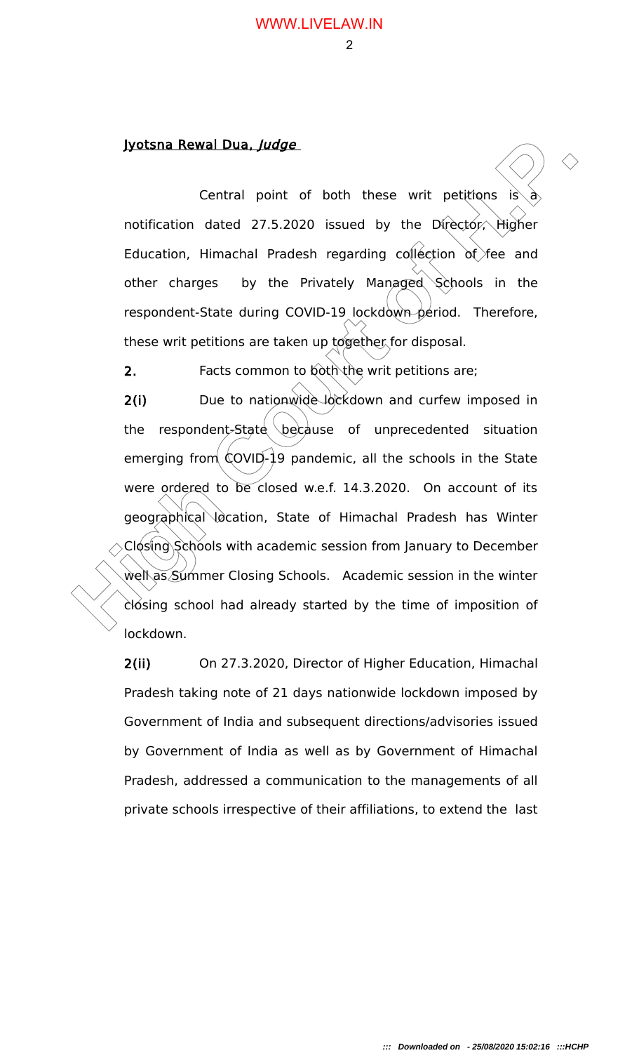**<u>Jyotsna Rewal Dua, *Judge*</u>**

Central point of both these writ petitions is a notification dated 27.5.2020 issued by the Director, Higher Education, Himachal Pradesh regarding collection of fee and other charges by the Privately Managed Schools in the respondent-State during COVID-19 lockdown period. Therefore, these writ petitions are taken up together for disposal.

**2.** Facts common to both the writ petitions are;

**2(i)** Due to nationwide lockdown and curfew imposed in the respondent-State because of unprecedented situation emerging from COVID-19 pandemic, all the schools in the State were ordered to be closed w.e.f. 14.3.2020. On account of its geographical location, State of Himachal Pradesh has Winter Closing Schools with academic session from January to December well as Summer Closing Schools. Academic session in the winter closing school had already started by the time of imposition of lockdown.

**2(ii)** On 27.3.2020, Director of Higher Education, Himachal Pradesh taking note of 21 days nationwide lockdown imposed by Government of India and subsequent directions/advisories issued by Government of India as well as by Government of Himachal Pradesh, addressed a communication to the managements of all private schools irrespective of their affiliations, to extend the last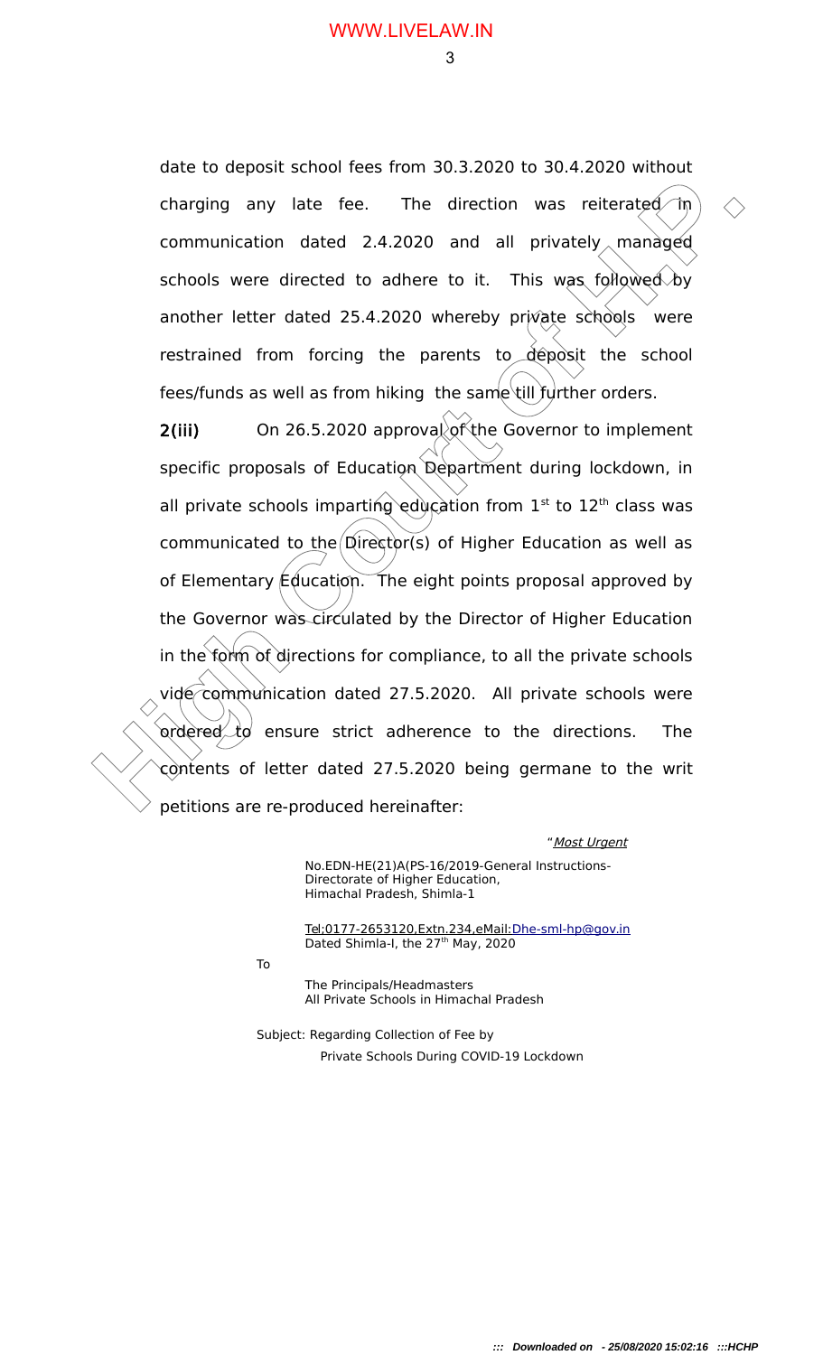date to deposit school fees from 30.3.2020 to 30.4.2020 without charging any late fee. The direction was reiterated in communication dated 2.4.2020 and all privately managed schools were directed to adhere to it. This was followed by another letter dated 25.4.2020 whereby private schools were restrained from forcing the parents to deposit the school fees/funds as well as from hiking the same till further orders.

**2(iii)** On 26.5.2020 approval of the Governor to implement specific proposals of Education Department during lockdown, in all private schools imparting education from 1st to 12th class was communicated to the Director(s) of Higher Education as well as of Elementary Education. The eight points proposal approved by the Governor was circulated by the Director of Higher Education in the form of directions for compliance, to all the private schools vide communication dated 27.5.2020. All private schools were ordered to ensure strict adherence to the directions. The contents of letter dated 27.5.2020 being germane to the writ petitions are re-produced hereinafter:

"*Most Urgent*

No.EDN-HE(21)A(PS-16/2019-General Instructions-
Directorate of Higher Education,
Himachal Pradesh, Shimla-1

Tel;0177-2653120,Extn.234,eMail:Dhe-sml-hp@gov.in
Dated Shimla-I, the 27th May, 2020

To

The Principals/Headmasters
All Private Schools in Himachal Pradesh

Subject: Regarding Collection of Fee by
Private Schools During COVID-19 Lockdown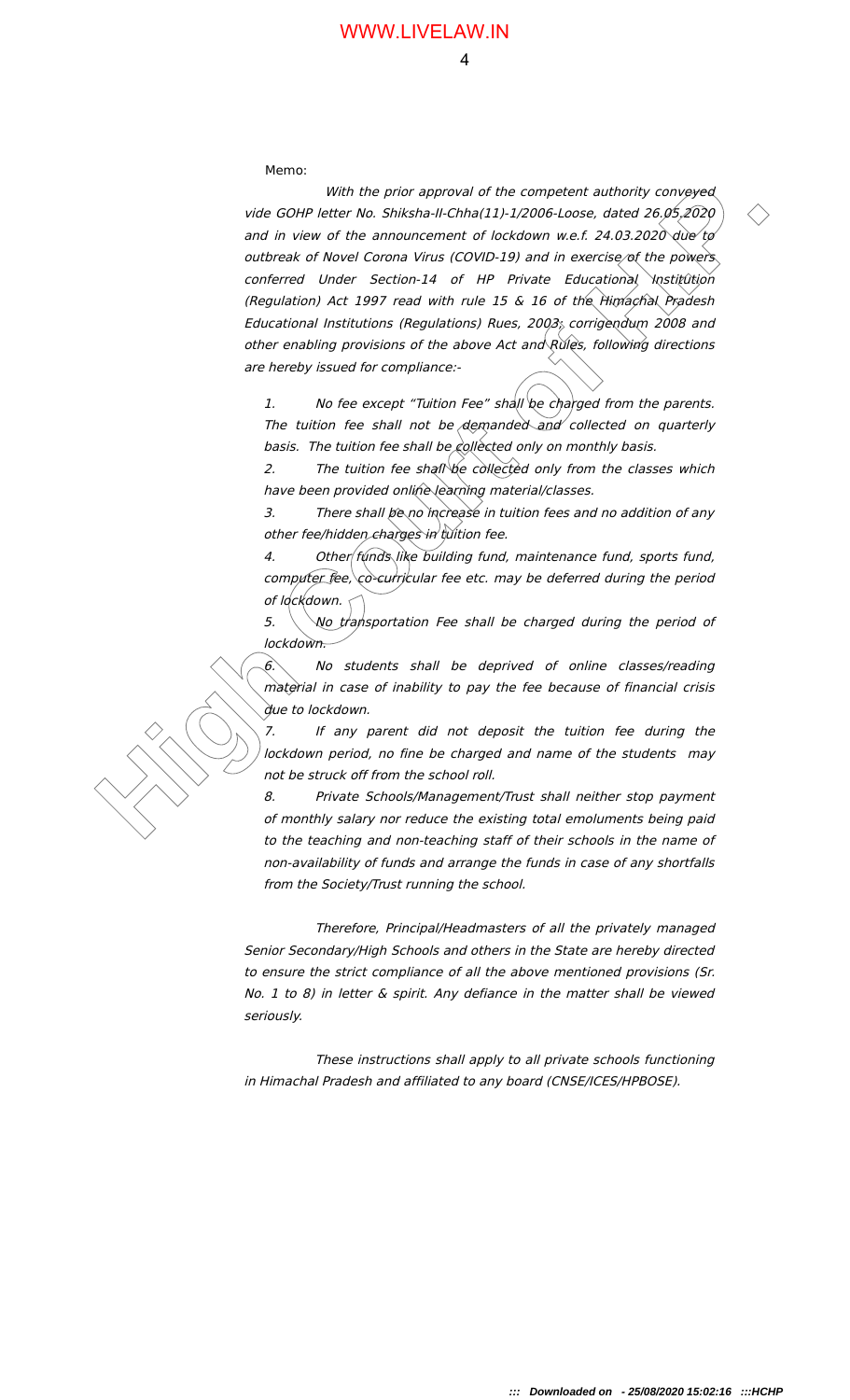Memo:

*With the prior approval of the competent authority conveyed vide GOHP letter No. Shiksha-II-Chha(11)-1/2006-Loose, dated 26.05.2020 and in view of the announcement of lockdown w.e.f. 24.03.2020 due to outbreak of Novel Corona Virus (COVID-19) and in exercise of the powers conferred Under Section-14 of HP Private Educational Institution (Regulation) Act 1997 read with rule 15 & 16 of the Himachal Pradesh Educational Institutions (Regulations) Rues, 2003; corrigendum 2008 and other enabling provisions of the above Act and Rules, following directions are hereby issued for compliance:-*

*1. No fee except "Tuition Fee" shall be charged from the parents. The tuition fee shall not be demanded and collected on quarterly basis. The tuition fee shall be collected only on monthly basis.*

*2. The tuition fee shall be collected only from the classes which have been provided online learning material/classes.*

*3. There shall be no increase in tuition fees and no addition of any other fee/hidden charges in tuition fee.*

*4. Other funds like building fund, maintenance fund, sports fund, computer fee, co-curricular fee etc. may be deferred during the period of lockdown.*

*5. No transportation Fee shall be charged during the period of lockdown.*

*6. No students shall be deprived of online classes/reading material in case of inability to pay the fee because of financial crisis due to lockdown.*

*7. If any parent did not deposit the tuition fee during the lockdown period, no fine be charged and name of the students may not be struck off from the school roll.*

*8. Private Schools/Management/Trust shall neither stop payment of monthly salary nor reduce the existing total emoluments being paid to the teaching and non-teaching staff of their schools in the name of non-availability of funds and arrange the funds in case of any shortfalls from the Society/Trust running the school.*

*Therefore, Principal/Headmasters of all the privately managed Senior Secondary/High Schools and others in the State are hereby directed to ensure the strict compliance of all the above mentioned provisions (Sr. No. 1 to 8) in letter & spirit. Any defiance in the matter shall be viewed seriously.*

*These instructions shall apply to all private schools functioning in Himachal Pradesh and affiliated to any board (CNSE/ICES/HPBOSE).*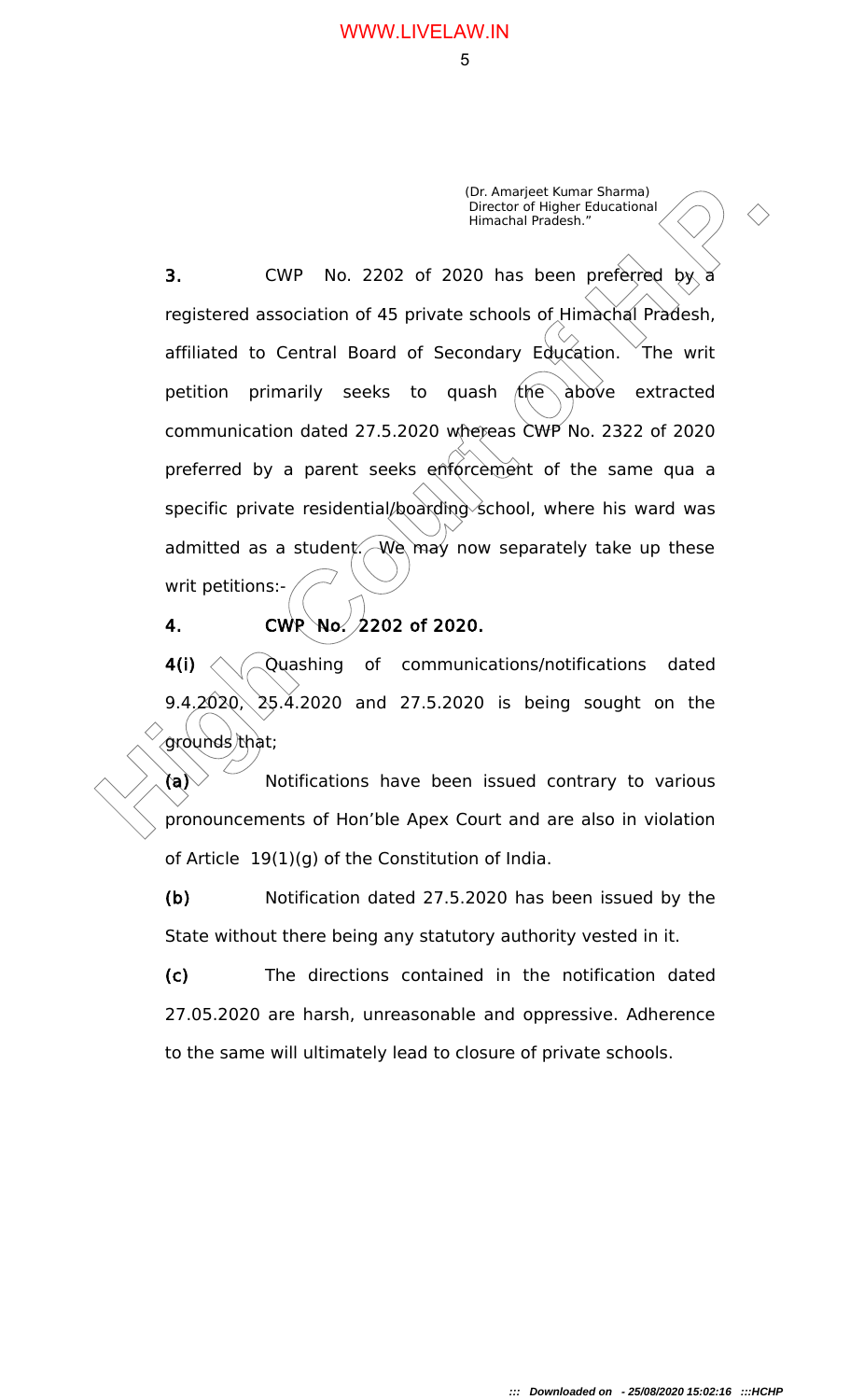(Dr. Amarjeet Kumar Sharma)
Director of Higher Educational
Himachal Pradesh."

**3.** CWP No. 2202 of 2020 has been preferred by a registered association of 45 private schools of Himachal Pradesh, affiliated to Central Board of Secondary Education. The writ petition primarily seeks to quash the above extracted communication dated 27.5.2020 whereas CWP No. 2322 of 2020 preferred by a parent seeks enforcement of the same qua a specific private residential/boarding school, where his ward was admitted as a student. We may now separately take up these writ petitions:-

**4. CWP No. 2202 of 2020.**

**4(i)** Quashing of communications/notifications dated 9.4.2020, 25.4.2020 and 27.5.2020 is being sought on the grounds that;

**(a)** Notifications have been issued contrary to various pronouncements of Hon'ble Apex Court and are also in violation of Article 19(1)(g) of the Constitution of India.

**(b)** Notification dated 27.5.2020 has been issued by the State without there being any statutory authority vested in it.

**(c)** The directions contained in the notification dated 27.05.2020 are harsh, unreasonable and oppressive. Adherence to the same will ultimately lead to closure of private schools.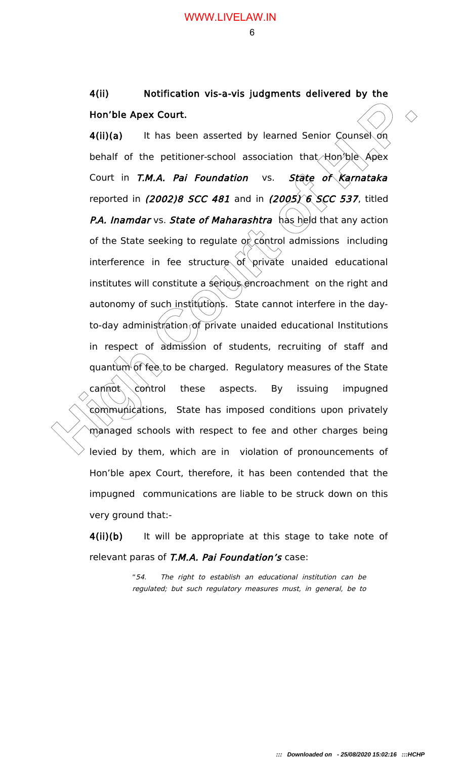**4(ii) Notification vis-a-vis judgments delivered by the Hon'ble Apex Court.**

**4(ii)(a)** It has been asserted by learned Senior Counsel on behalf of the petitioner-school association that Hon'ble Apex Court in ***T.M.A. Pai Foundation*** vs. ***State of Karnataka*** reported in ***(2002)8 SCC 481*** and in ***(2005) 6 SCC 537***, titled ***P.A. Inamdar*** vs. ***State of Maharashtra*** has held that any action of the State seeking to regulate or control admissions including interference in fee structure of private unaided educational institutes will constitute a serious encroachment on the right and autonomy of such institutions. State cannot interfere in the day-to-day administration of private unaided educational Institutions in respect of admission of students, recruiting of staff and quantum of fee to be charged. Regulatory measures of the State cannot control these aspects. By issuing impugned communications, State has imposed conditions upon privately managed schools with respect to fee and other charges being levied by them, which are in violation of pronouncements of Hon'ble apex Court, therefore, it has been contended that the impugned communications are liable to be struck down on this very ground that:-

**4(ii)(b)** It will be appropriate at this stage to take note of relevant paras of ***T.M.A. Pai Foundation's*** case:

> *"54. The right to establish an educational institution can be regulated; but such regulatory measures must, in general, be to*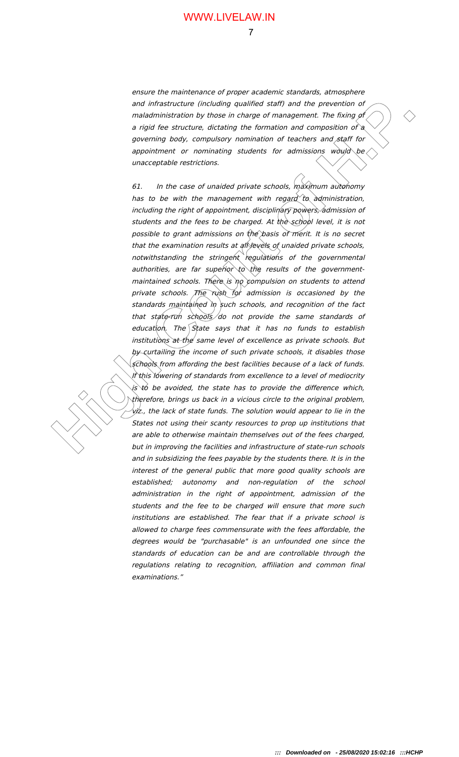*ensure the maintenance of proper academic standards, atmosphere and infrastructure (including qualified staff) and the prevention of maladministration by those in charge of management. The fixing of a rigid fee structure, dictating the formation and composition of a governing body, compulsory nomination of teachers and staff for appointment or nominating students for admissions would be unacceptable restrictions.*

*61. In the case of unaided private schools, maximum autonomy has to be with the management with regard to administration, including the right of appointment, disciplinary powers, admission of students and the fees to be charged. At the school level, it is not possible to grant admissions on the basis of merit. It is no secret that the examination results at all levels of unaided private schools, notwithstanding the stringent regulations of the governmental authorities, are far superior to the results of the government-maintained schools. There is no compulsion on students to attend private schools. The rush for admission is occasioned by the standards maintained in such schools, and recognition of the fact that state-run schools do not provide the same standards of education. The State says that it has no funds to establish institutions at the same level of excellence as private schools. But by curtailing the income of such private schools, it disables those schools from affording the best facilities because of a lack of funds. If this lowering of standards from excellence to a level of mediocrity is to be avoided, the state has to provide the difference which, therefore, brings us back in a vicious circle to the original problem, viz., the lack of state funds. The solution would appear to lie in the States not using their scanty resources to prop up institutions that are able to otherwise maintain themselves out of the fees charged, but in improving the facilities and infrastructure of state-run schools and in subsidizing the fees payable by the students there. It is in the interest of the general public that more good quality schools are established; autonomy and non-regulation of the school administration in the right of appointment, admission of the students and the fee to be charged will ensure that more such institutions are established. The fear that if a private school is allowed to charge fees commensurate with the fees affordable, the degrees would be "purchasable" is an unfounded one since the standards of education can be and are controllable through the regulations relating to recognition, affiliation and common final examinations."*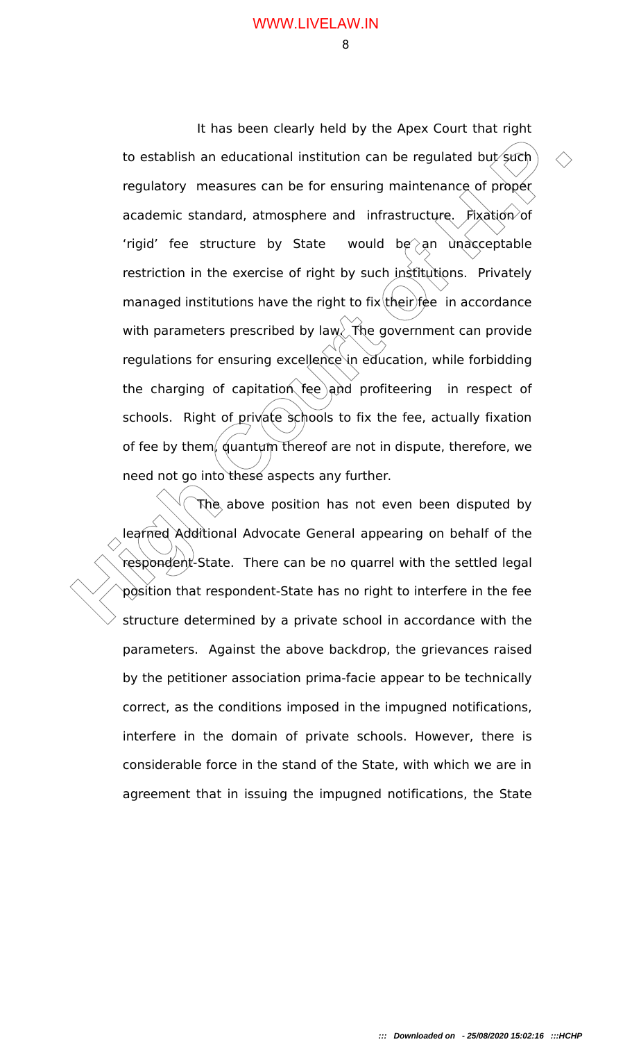It has been clearly held by the Apex Court that right to establish an educational institution can be regulated but such regulatory measures can be for ensuring maintenance of proper academic standard, atmosphere and infrastructure. Fixation of 'rigid' fee structure by State would be an unacceptable restriction in the exercise of right by such institutions. Privately managed institutions have the right to fix their fee in accordance with parameters prescribed by law. The government can provide regulations for ensuring excellence in education, while forbidding the charging of capitation fee and profiteering in respect of schools. Right of private schools to fix the fee, actually fixation of fee by them, quantum thereof are not in dispute, therefore, we need not go into these aspects any further.

The above position has not even been disputed by learned Additional Advocate General appearing on behalf of the respondent-State. There can be no quarrel with the settled legal position that respondent-State has no right to interfere in the fee structure determined by a private school in accordance with the parameters. Against the above backdrop, the grievances raised by the petitioner association prima-facie appear to be technically correct, as the conditions imposed in the impugned notifications, interfere in the domain of private schools. However, there is considerable force in the stand of the State, with which we are in agreement that in issuing the impugned notifications, the State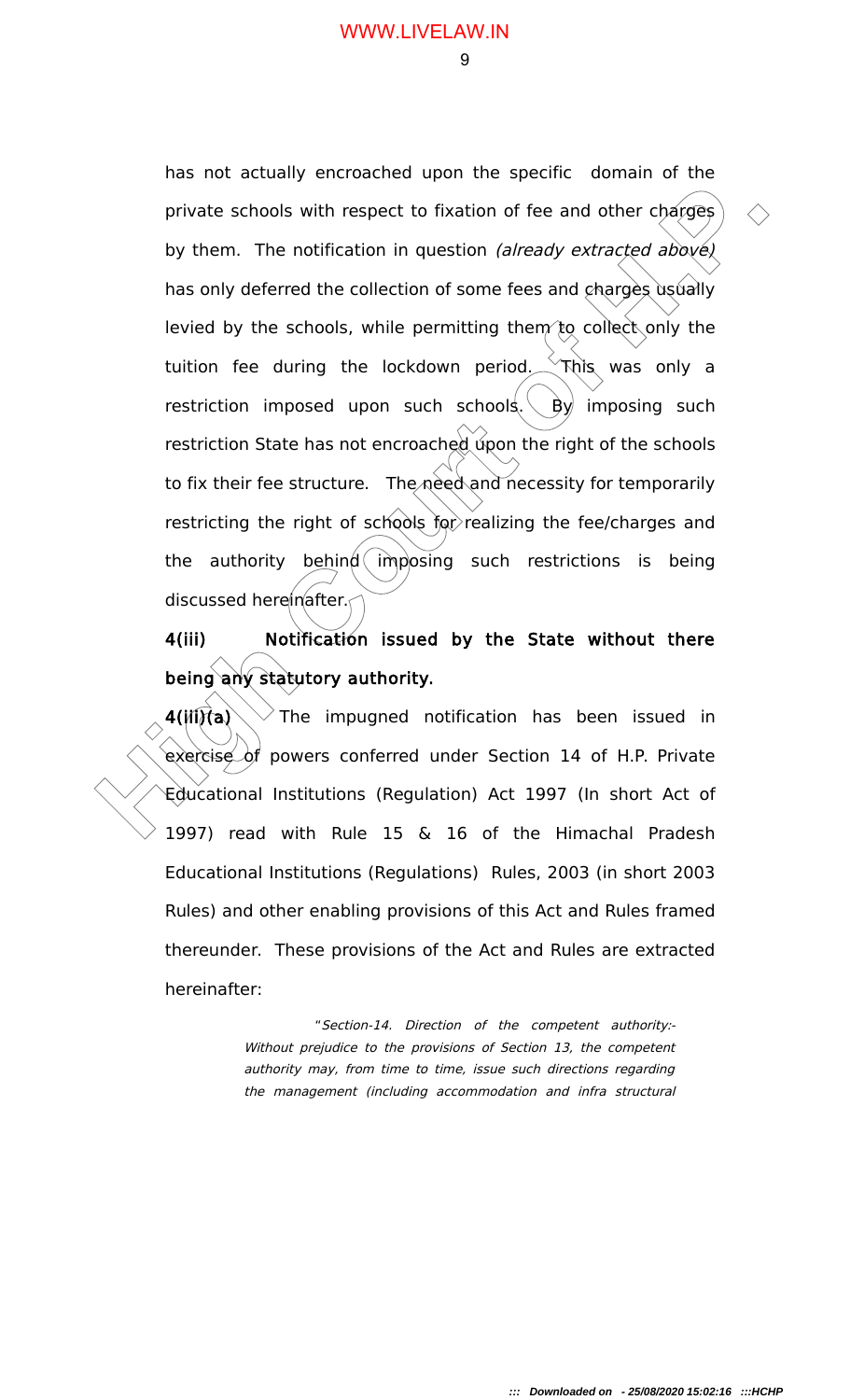has not actually encroached upon the specific domain of the private schools with respect to fixation of fee and other charges by them. The notification in question *(already extracted above)* has only deferred the collection of some fees and charges usually levied by the schools, while permitting them to collect only the tuition fee during the lockdown period. This was only a restriction imposed upon such schools. By imposing such restriction State has not encroached upon the right of the schools to fix their fee structure. The need and necessity for temporarily restricting the right of schools for realizing the fee/charges and the authority behind imposing such restrictions is being discussed hereinafter.

**4(iii) Notification issued by the State without there being any statutory authority.**

**4(iii)(a)** The impugned notification has been issued in exercise of powers conferred under Section 14 of H.P. Private Educational Institutions (Regulation) Act 1997 (In short Act of 1997) read with Rule 15 & 16 of the Himachal Pradesh Educational Institutions (Regulations) Rules, 2003 (in short 2003 Rules) and other enabling provisions of this Act and Rules framed thereunder. These provisions of the Act and Rules are extracted hereinafter:

> *"Section-14. Direction of the competent authority:- Without prejudice to the provisions of Section 13, the competent authority may, from time to time, issue such directions regarding the management (including accommodation and infra structural*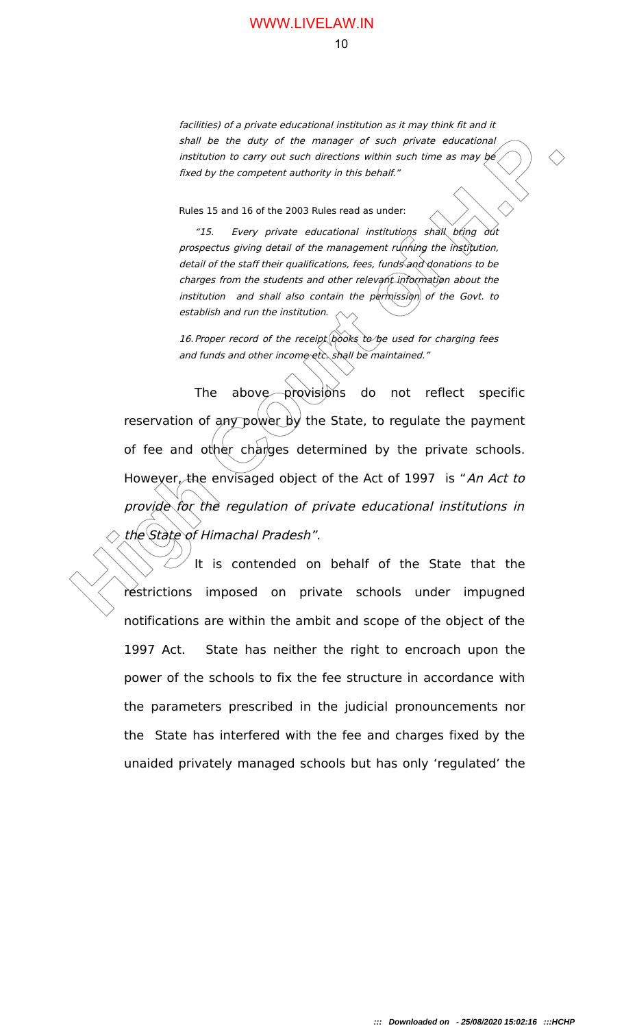*facilities) of a private educational institution as it may think fit and it shall be the duty of the manager of such private educational institution to carry out such directions within such time as may be fixed by the competent authority in this behalf."*

Rules 15 and 16 of the 2003 Rules read as under:

> *"15. Every private educational institutions shall bring out prospectus giving detail of the management running the institution, detail of the staff their qualifications, fees, funds and donations to be charges from the students and other relevant information about the institution and shall also contain the permission of the Govt. to establish and run the institution.*
>
> *16. Proper record of the receipt books to be used for charging fees and funds and other income etc. shall be maintained."*

The above provisions do not reflect specific reservation of any power by the State, to regulate the payment of fee and other charges determined by the private schools. However, the envisaged object of the Act of 1997 is "*An Act to provide for the regulation of private educational institutions in the State of Himachal Pradesh".*

It is contended on behalf of the State that the restrictions imposed on private schools under impugned notifications are within the ambit and scope of the object of the 1997 Act. State has neither the right to encroach upon the power of the schools to fix the fee structure in accordance with the parameters prescribed in the judicial pronouncements nor the State has interfered with the fee and charges fixed by the unaided privately managed schools but has only 'regulated' the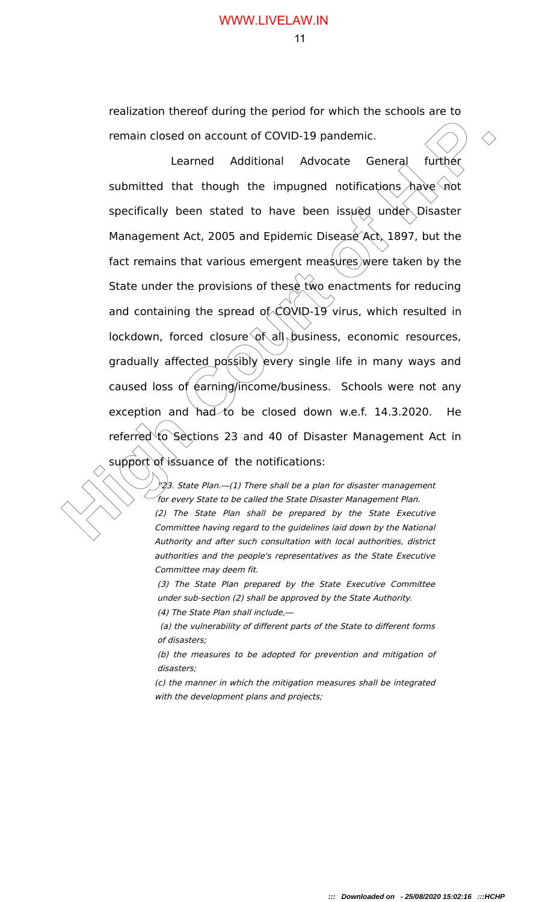realization thereof during the period for which the schools are to remain closed on account of COVID-19 pandemic.

Learned Additional Advocate General further submitted that though the impugned notifications have not specifically been stated to have been issued under Disaster Management Act, 2005 and Epidemic Disease Act, 1897, but the fact remains that various emergent measures were taken by the State under the provisions of these two enactments for reducing and containing the spread of COVID-19 virus, which resulted in lockdown, forced closure of all business, economic resources, gradually affected possibly every single life in many ways and caused loss of earning/income/business. Schools were not any exception and had to be closed down w.e.f. 14.3.2020. He referred to Sections 23 and 40 of Disaster Management Act in support of issuance of the notifications:

> *"23. State Plan.—(1) There shall be a plan for disaster management for every State to be called the State Disaster Management Plan.*
>
> *(2) The State Plan shall be prepared by the State Executive Committee having regard to the guidelines laid down by the National Authority and after such consultation with local authorities, district authorities and the people's representatives as the State Executive Committee may deem fit.*
>
> *(3) The State Plan prepared by the State Executive Committee under sub-section (2) shall be approved by the State Authority.*
>
> *(4) The State Plan shall include,—*
>
> *(a) the vulnerability of different parts of the State to different forms of disasters;*
>
> *(b) the measures to be adopted for prevention and mitigation of disasters;*
>
> *(c) the manner in which the mitigation measures shall be integrated with the development plans and projects;*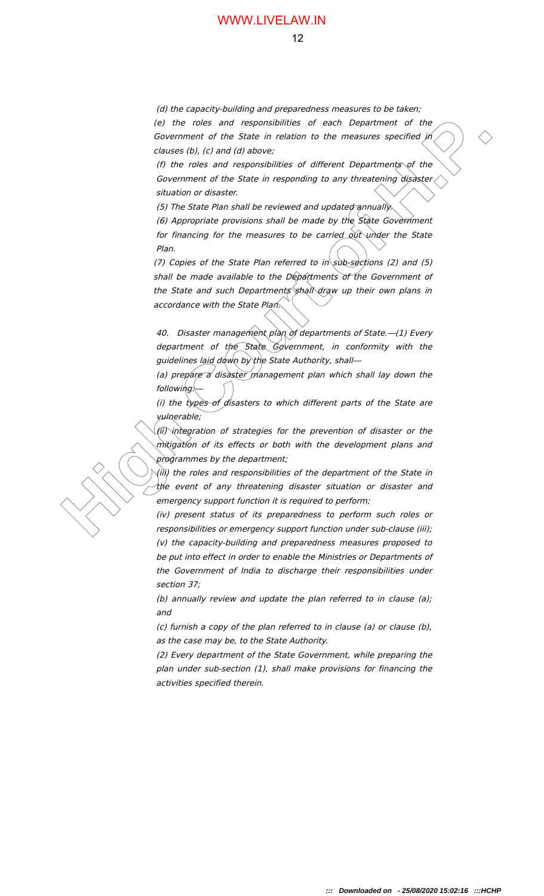*(d) the capacity-building and preparedness measures to be taken;*

*(e) the roles and responsibilities of each Department of the Government of the State in relation to the measures specified in clauses (b), (c) and (d) above;*

*(f) the roles and responsibilities of different Departments of the Government of the State in responding to any threatening disaster situation or disaster.*

*(5) The State Plan shall be reviewed and updated annually.*

*(6) Appropriate provisions shall be made by the State Government for financing for the measures to be carried out under the State Plan.*

*(7) Copies of the State Plan referred to in sub-sections (2) and (5) shall be made available to the Departments of the Government of the State and such Departments shall draw up their own plans in accordance with the State Plan.*

*40. Disaster management plan of departments of State.—(1) Every department of the State Government, in conformity with the guidelines laid down by the State Authority, shall—*

*(a) prepare a disaster management plan which shall lay down the following:—*

*(i) the types of disasters to which different parts of the State are vulnerable;*

*(ii) integration of strategies for the prevention of disaster or the mitigation of its effects or both with the development plans and programmes by the department;*

*(iii) the roles and responsibilities of the department of the State in the event of any threatening disaster situation or disaster and emergency support function it is required to perform;*

*(iv) present status of its preparedness to perform such roles or responsibilities or emergency support function under sub-clause (iii);*

*(v) the capacity-building and preparedness measures proposed to be put into effect in order to enable the Ministries or Departments of the Government of India to discharge their responsibilities under section 37;*

*(b) annually review and update the plan referred to in clause (a); and*

*(c) furnish a copy of the plan referred to in clause (a) or clause (b), as the case may be, to the State Authority.*

*(2) Every department of the State Government, while preparing the plan under sub-section (1), shall make provisions for financing the activities specified therein.*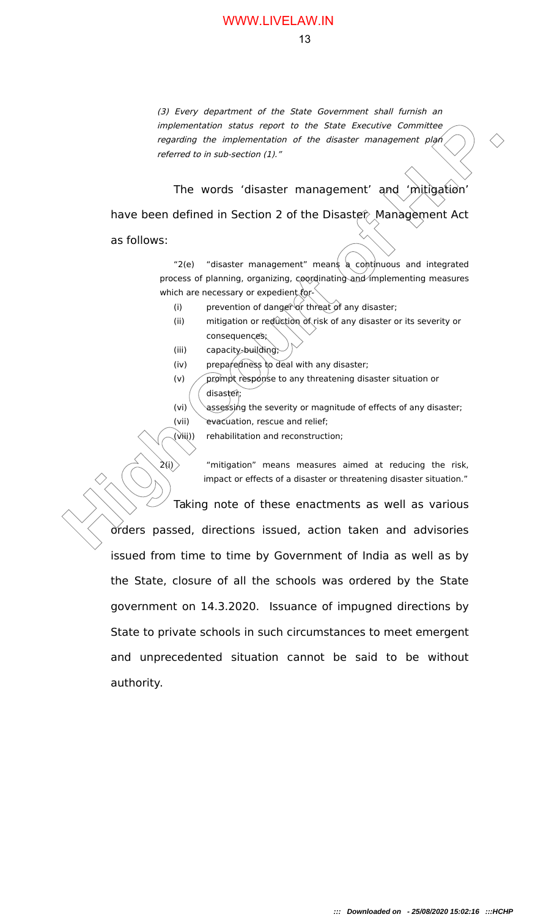*(3) Every department of the State Government shall furnish an implementation status report to the State Executive Committee regarding the implementation of the disaster management plan referred to in sub-section (1)."*

The words 'disaster management' and 'mitigation' have been defined in Section 2 of the Disaster Management Act as follows:

> "2(e) "disaster management" means a continuous and integrated process of planning, organizing, coordinating and implementing measures which are necessary or expedient for-
>
> (i) prevention of danger or threat of any disaster;
>
> (ii) mitigation or reduction of risk of any disaster or its severity or consequences;
>
> (iii) capacity-building;
>
> (iv) preparedness to deal with any disaster;
>
> (v) prompt response to any threatening disaster situation or disaster;
>
> (vi) assessing the severity or magnitude of effects of any disaster;
>
> (vii) evacuation, rescue and relief;
>
> (viii)) rehabilitation and reconstruction;
>
> 2(i) "mitigation" means measures aimed at reducing the risk, impact or effects of a disaster or threatening disaster situation."

Taking note of these enactments as well as various orders passed, directions issued, action taken and advisories issued from time to time by Government of India as well as by the State, closure of all the schools was ordered by the State government on 14.3.2020. Issuance of impugned directions by State to private schools in such circumstances to meet emergent and unprecedented situation cannot be said to be without authority.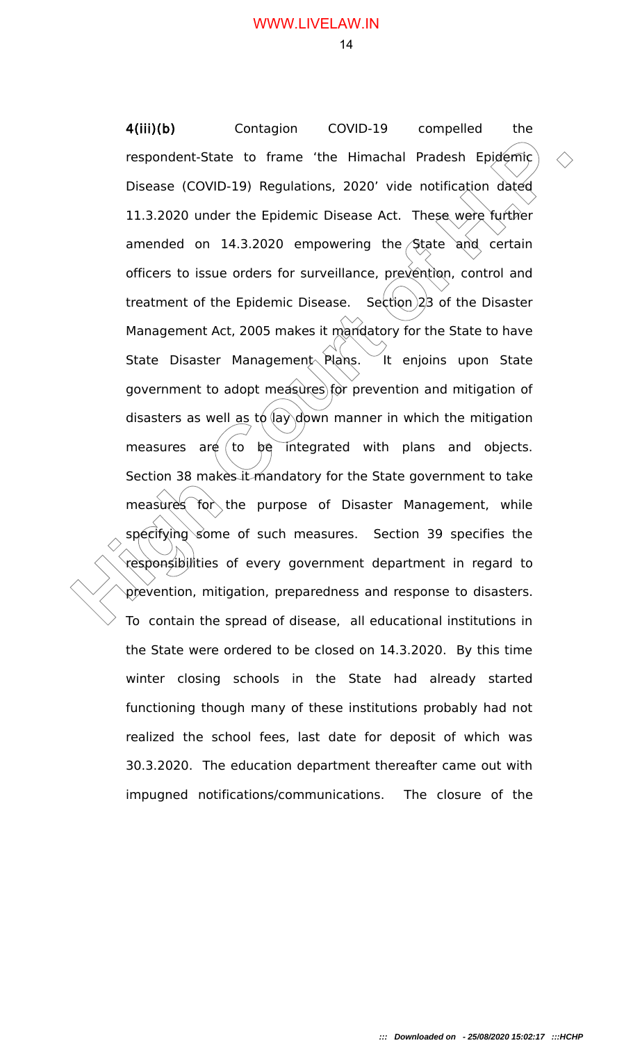**4(iii)(b)** Contagion COVID-19 compelled the respondent-State to frame 'the Himachal Pradesh Epidemic Disease (COVID-19) Regulations, 2020' vide notification dated 11.3.2020 under the Epidemic Disease Act. These were further amended on 14.3.2020 empowering the State and certain officers to issue orders for surveillance, prevention, control and treatment of the Epidemic Disease. Section 23 of the Disaster Management Act, 2005 makes it mandatory for the State to have State Disaster Management Plans. It enjoins upon State government to adopt measures for prevention and mitigation of disasters as well as to lay down manner in which the mitigation measures are to be integrated with plans and objects. Section 38 makes it mandatory for the State government to take measures for the purpose of Disaster Management, while specifying some of such measures. Section 39 specifies the responsibilities of every government department in regard to prevention, mitigation, preparedness and response to disasters. To contain the spread of disease, all educational institutions in the State were ordered to be closed on 14.3.2020. By this time winter closing schools in the State had already started functioning though many of these institutions probably had not realized the school fees, last date for deposit of which was 30.3.2020. The education department thereafter came out with impugned notifications/communications. The closure of the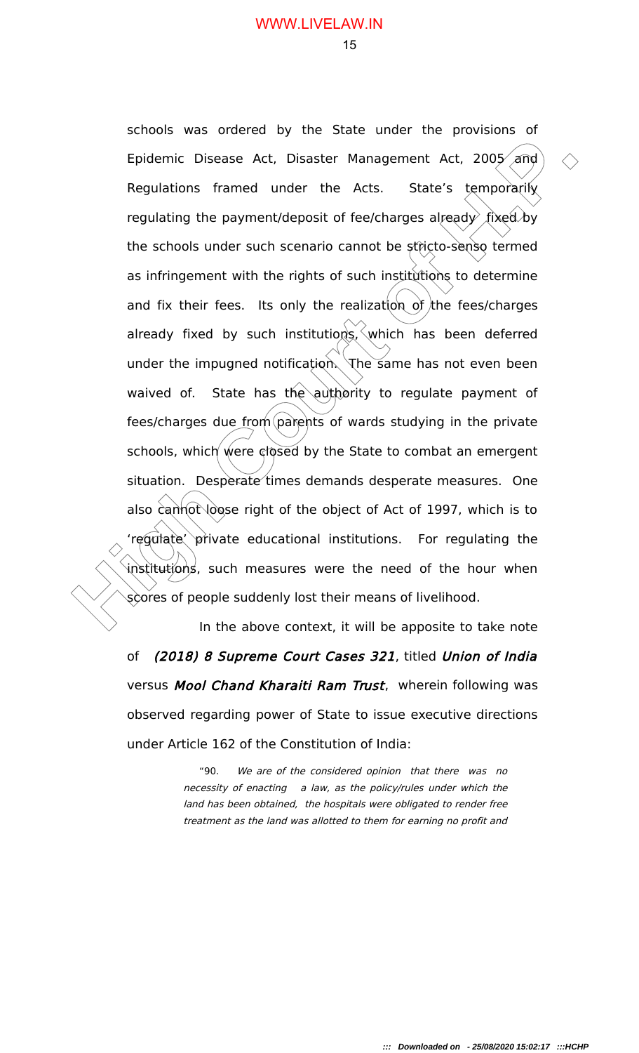schools was ordered by the State under the provisions of Epidemic Disease Act, Disaster Management Act, 2005 and Regulations framed under the Acts. State's temporarily regulating the payment/deposit of fee/charges already fixed by the schools under such scenario cannot be stricto-senso termed as infringement with the rights of such institutions to determine and fix their fees. Its only the realization of the fees/charges already fixed by such institutions, which has been deferred under the impugned notification. The same has not even been waived of. State has the authority to regulate payment of fees/charges due from parents of wards studying in the private schools, which were closed by the State to combat an emergent situation. Desperate times demands desperate measures. One also cannot loose right of the object of Act of 1997, which is to 'regulate' private educational institutions. For regulating the institutions, such measures were the need of the hour when scores of people suddenly lost their means of livelihood.

In the above context, it will be apposite to take note of ***(2018) 8 Supreme Court Cases 321***, titled ***Union of India*** versus ***Mool Chand Kharaiti Ram Trust***, wherein following was observed regarding power of State to issue executive directions under Article 162 of the Constitution of India:

> "90. *We are of the considered opinion that there was no necessity of enacting a law, as the policy/rules under which the land has been obtained, the hospitals were obligated to render free treatment as the land was allotted to them for earning no profit and*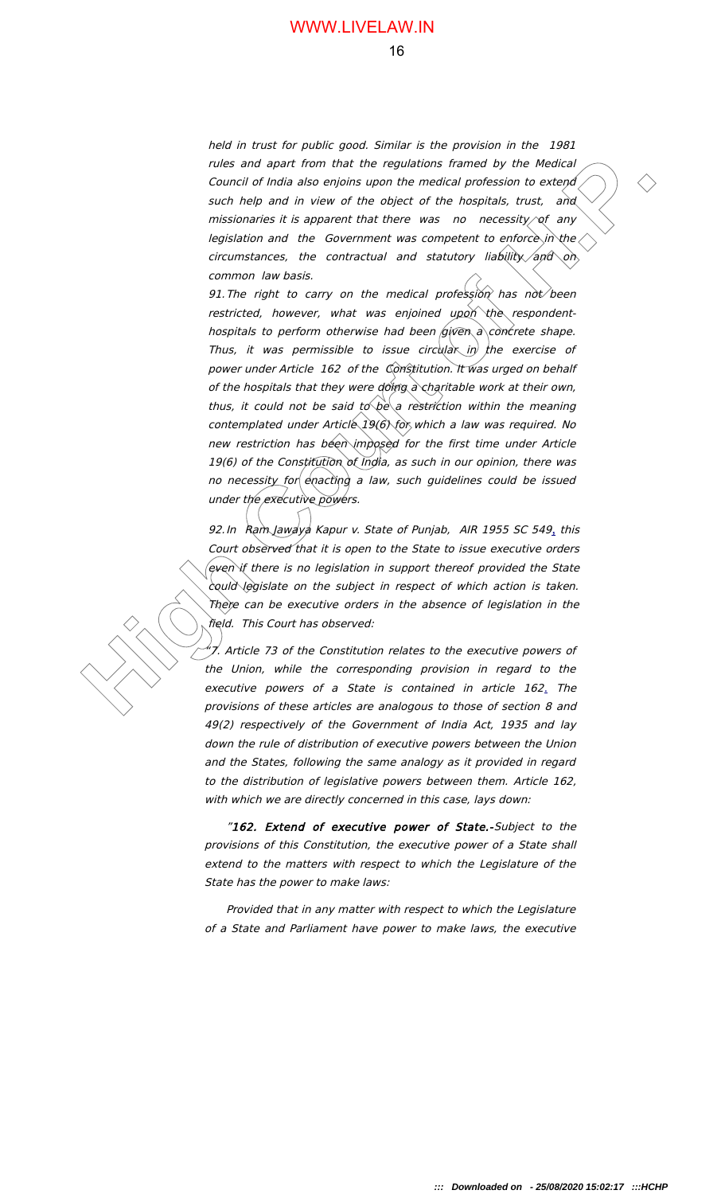*held in trust for public good. Similar is the provision in the 1981 rules and apart from that the regulations framed by the Medical Council of India also enjoins upon the medical profession to extend such help and in view of the object of the hospitals, trust, and missionaries it is apparent that there was no necessity of any legislation and the Government was competent to enforce in the circumstances, the contractual and statutory liability and on common law basis.*

*91. The right to carry on the medical profession has not been restricted, however, what was enjoined upon the respondent-hospitals to perform otherwise had been given a concrete shape. Thus, it was permissible to issue circular in the exercise of power under Article 162 of the Constitution. It was urged on behalf of the hospitals that they were doing a charitable work at their own, thus, it could not be said to be a restriction within the meaning contemplated under Article 19(6) for which a law was required. No new restriction has been imposed for the first time under Article 19(6) of the Constitution of India, as such in our opinion, there was no necessity for enacting a law, such guidelines could be issued under the executive powers.*

*92. In Ram Jawaya Kapur v. State of Punjab, AIR 1955 SC 549, this Court observed that it is open to the State to issue executive orders even if there is no legislation in support thereof provided the State could legislate on the subject in respect of which action is taken. There can be executive orders in the absence of legislation in the field. This Court has observed:*

*"7. Article 73 of the Constitution relates to the executive powers of the Union, while the corresponding provision in regard to the executive powers of a State is contained in article 162. The provisions of these articles are analogous to those of section 8 and 49(2) respectively of the Government of India Act, 1935 and lay down the rule of distribution of executive powers between the Union and the States, following the same analogy as it provided in regard to the distribution of legislative powers between them. Article 162, with which we are directly concerned in this case, lays down:*

*"**162. Extend of executive power of State.-**Subject to the provisions of this Constitution, the executive power of a State shall extend to the matters with respect to which the Legislature of the State has the power to make laws:*

*Provided that in any matter with respect to which the Legislature of a State and Parliament have power to make laws, the executive*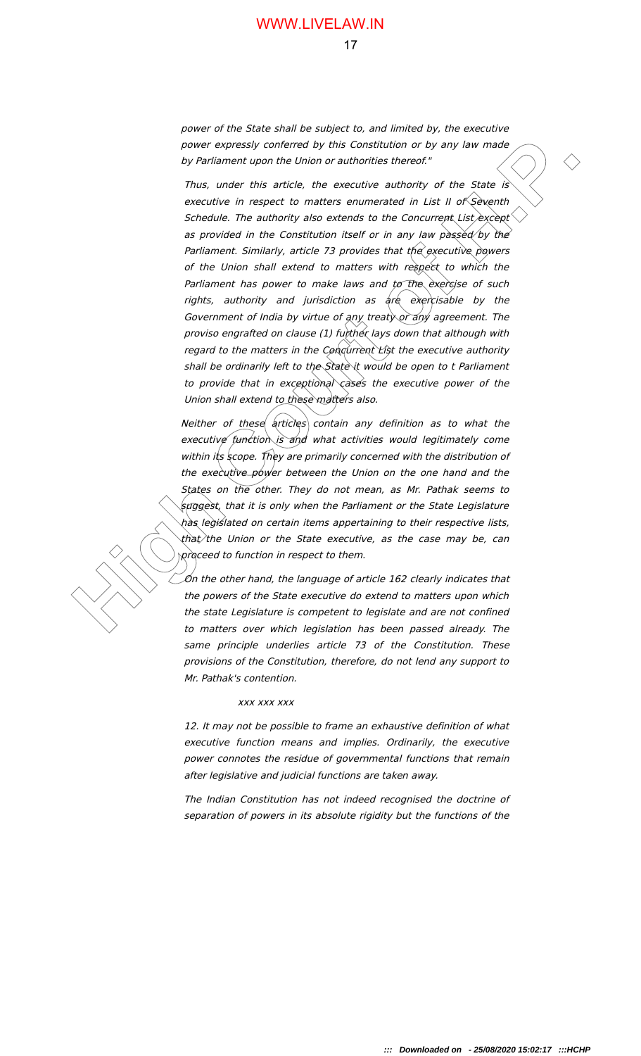*power of the State shall be subject to, and limited by, the executive power expressly conferred by this Constitution or by any law made by Parliament upon the Union or authorities thereof."*

*Thus, under this article, the executive authority of the State is executive in respect to matters enumerated in List II of Seventh Schedule. The authority also extends to the Concurrent List except as provided in the Constitution itself or in any law passed by the Parliament. Similarly, article 73 provides that the executive powers of the Union shall extend to matters with respect to which the Parliament has power to make laws and to the exercise of such rights, authority and jurisdiction as are exercisable by the Government of India by virtue of any treaty or any agreement. The proviso engrafted on clause (1) further lays down that although with regard to the matters in the Concurrent List the executive authority shall be ordinarily left to the State it would be open to t Parliament to provide that in exceptional cases the executive power of the Union shall extend to these matters also.*

*Neither of these articles contain any definition as to what the executive function is and what activities would legitimately come within its scope. They are primarily concerned with the distribution of the executive power between the Union on the one hand and the States on the other. They do not mean, as Mr. Pathak seems to suggest, that it is only when the Parliament or the State Legislature has legislated on certain items appertaining to their respective lists, that the Union or the State executive, as the case may be, can proceed to function in respect to them.*

*On the other hand, the language of article 162 clearly indicates that the powers of the State executive do extend to matters upon which the state Legislature is competent to legislate and are not confined to matters over which legislation has been passed already. The same principle underlies article 73 of the Constitution. These provisions of the Constitution, therefore, do not lend any support to Mr. Pathak's contention.*

*xxx xxx xxx*

*12. It may not be possible to frame an exhaustive definition of what executive function means and implies. Ordinarily, the executive power connotes the residue of governmental functions that remain after legislative and judicial functions are taken away.*

*The Indian Constitution has not indeed recognised the doctrine of separation of powers in its absolute rigidity but the functions of the*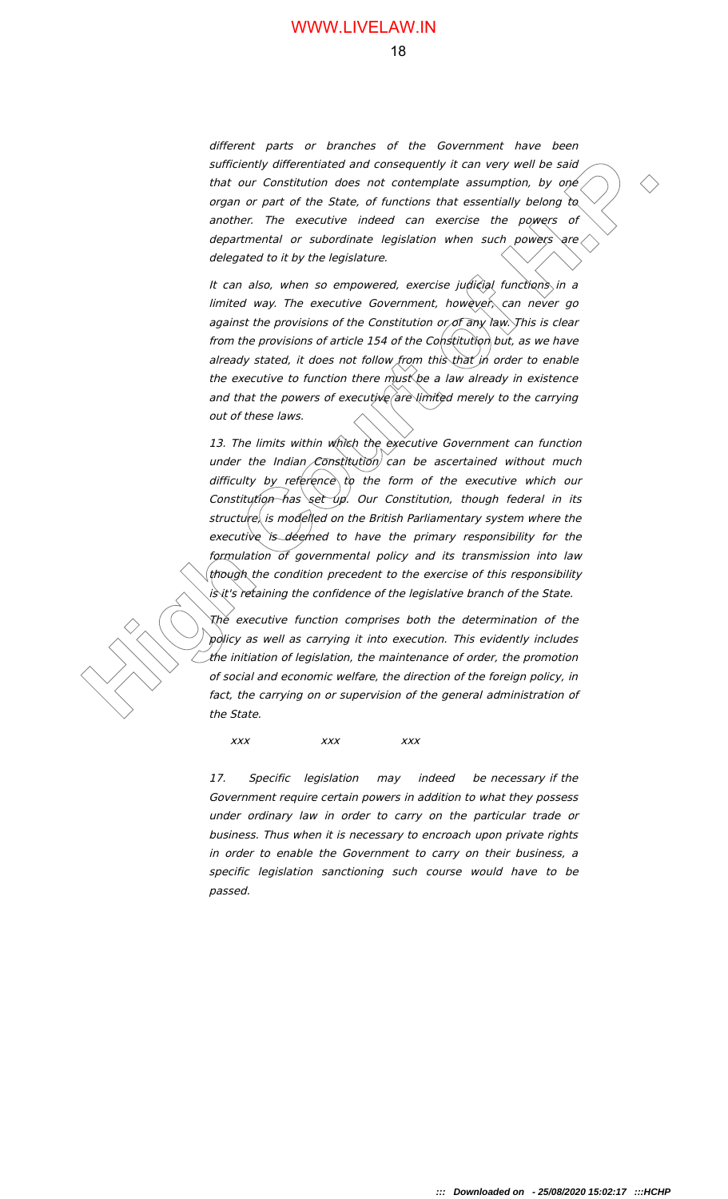*different parts or branches of the Government have been sufficiently differentiated and consequently it can very well be said that our Constitution does not contemplate assumption, by one organ or part of the State, of functions that essentially belong to another. The executive indeed can exercise the powers of departmental or subordinate legislation when such powers are delegated to it by the legislature.*

*It can also, when so empowered, exercise judicial functions in a limited way. The executive Government, however, can never go against the provisions of the Constitution or of any law. This is clear from the provisions of article 154 of the Constitution but, as we have already stated, it does not follow from this that in order to enable the executive to function there must be a law already in existence and that the powers of executive are limited merely to the carrying out of these laws.*

*13. The limits within which the executive Government can function under the Indian Constitution can be ascertained without much difficulty by reference to the form of the executive which our Constitution has set up. Our Constitution, though federal in its structure, is modelled on the British Parliamentary system where the executive is deemed to have the primary responsibility for the formulation of governmental policy and its transmission into law though the condition precedent to the exercise of this responsibility is it's retaining the confidence of the legislative branch of the State.*

*The executive function comprises both the determination of the policy as well as carrying it into execution. This evidently includes the initiation of legislation, the maintenance of order, the promotion of social and economic welfare, the direction of the foreign policy, in fact, the carrying on or supervision of the general administration of the State.*

*xxx xxx xxx*

*17. Specific legislation may indeed be necessary if the Government require certain powers in addition to what they possess under ordinary law in order to carry on the particular trade or business. Thus when it is necessary to encroach upon private rights in order to enable the Government to carry on their business, a specific legislation sanctioning such course would have to be passed.*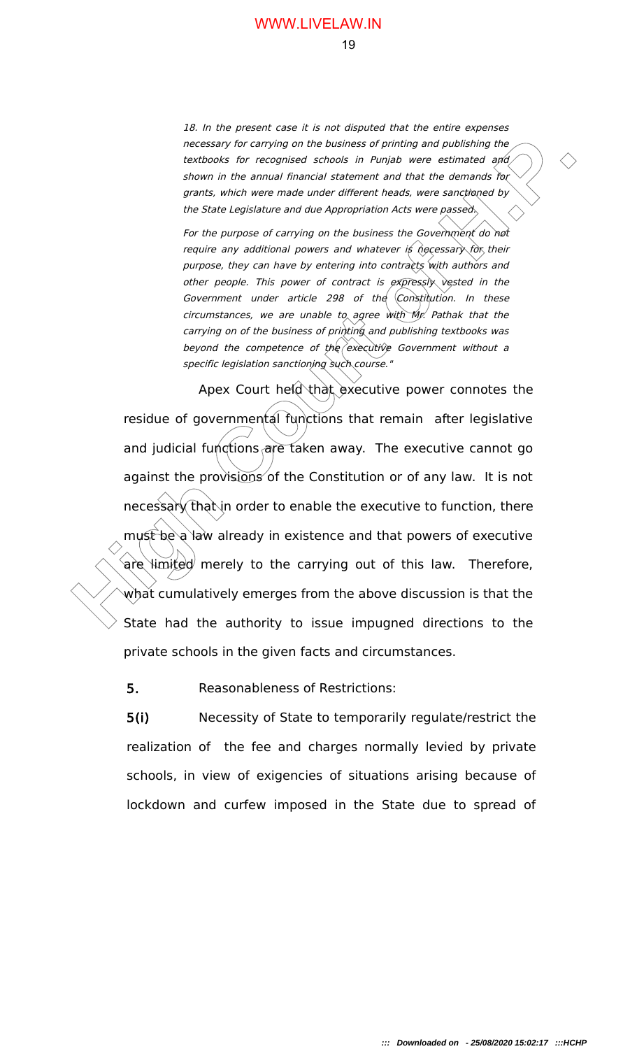*18. In the present case it is not disputed that the entire expenses necessary for carrying on the business of printing and publishing the textbooks for recognised schools in Punjab were estimated and shown in the annual financial statement and that the demands for grants, which were made under different heads, were sanctioned by the State Legislature and due Appropriation Acts were passed.*

*For the purpose of carrying on the business the Government do not require any additional powers and whatever is necessary for their purpose, they can have by entering into contracts with authors and other people. This power of contract is expressly vested in the Government under article 298 of the Constitution. In these circumstances, we are unable to agree with Mr. Pathak that the carrying on of the business of printing and publishing textbooks was beyond the competence of the executive Government without a specific legislation sanctioning such course."*

Apex Court held that executive power connotes the residue of governmental functions that remain after legislative and judicial functions are taken away. The executive cannot go against the provisions of the Constitution or of any law. It is not necessary that in order to enable the executive to function, there must be a law already in existence and that powers of executive are limited merely to the carrying out of this law. Therefore, what cumulatively emerges from the above discussion is that the State had the authority to issue impugned directions to the private schools in the given facts and circumstances.

**5.** Reasonableness of Restrictions:

**5(i)** Necessity of State to temporarily regulate/restrict the realization of the fee and charges normally levied by private schools, in view of exigencies of situations arising because of lockdown and curfew imposed in the State due to spread of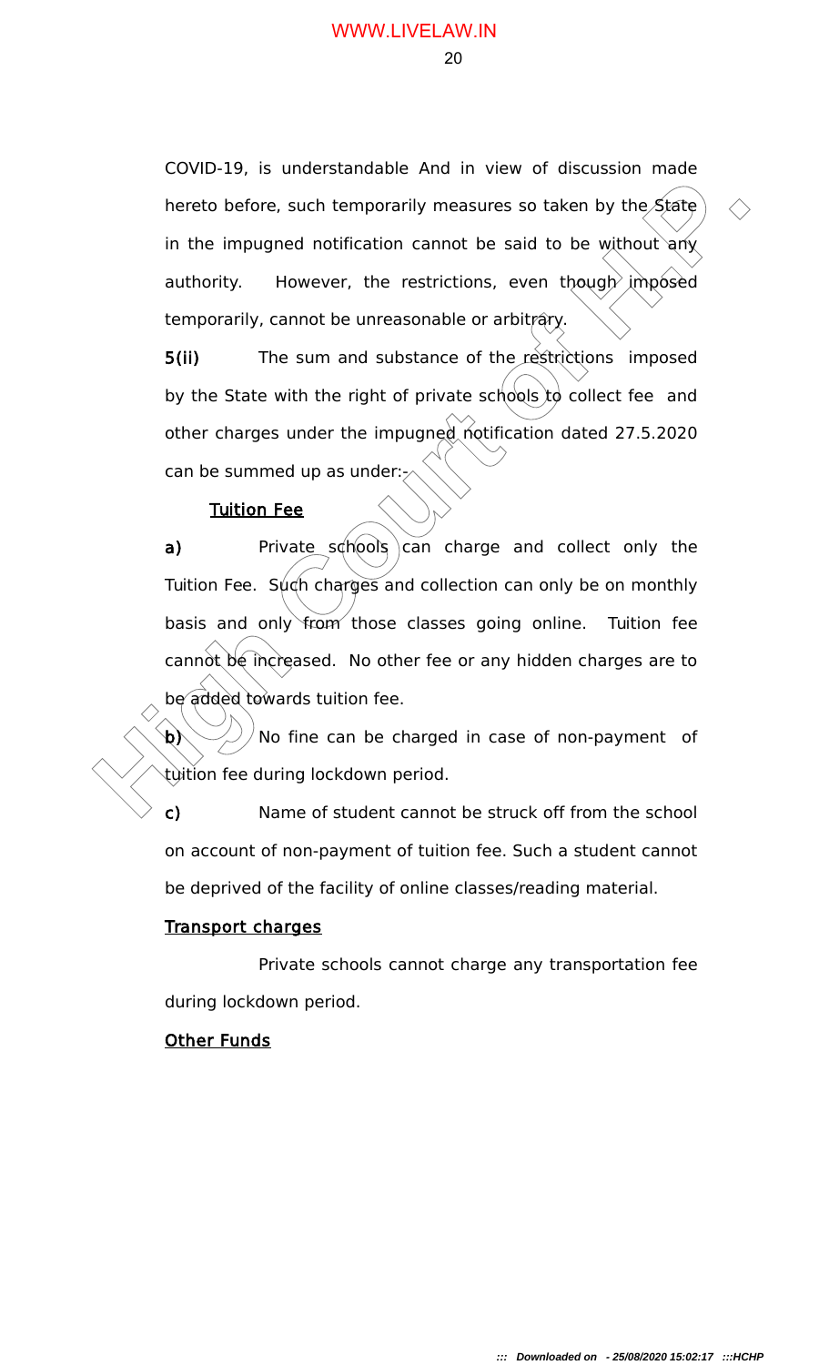COVID-19, is understandable And in view of discussion made hereto before, such temporarily measures so taken by the State in the impugned notification cannot be said to be without any authority. However, the restrictions, even though imposed temporarily, cannot be unreasonable or arbitrary.

**5(ii)** The sum and substance of the restrictions imposed by the State with the right of private schools to collect fee and other charges under the impugned notification dated 27.5.2020 can be summed up as under:-

<u>Tuition Fee</u>

**a)** Private schools can charge and collect only the Tuition Fee. Such charges and collection can only be on monthly basis and only from those classes going online. Tuition fee cannot be increased. No other fee or any hidden charges are to be added towards tuition fee.

**b)** No fine can be charged in case of non-payment of tuition fee during lockdown period.

**c)** Name of student cannot be struck off from the school on account of non-payment of tuition fee. Such a student cannot be deprived of the facility of online classes/reading material.

<u>Transport charges</u>

Private schools cannot charge any transportation fee during lockdown period.

<u>Other Funds</u>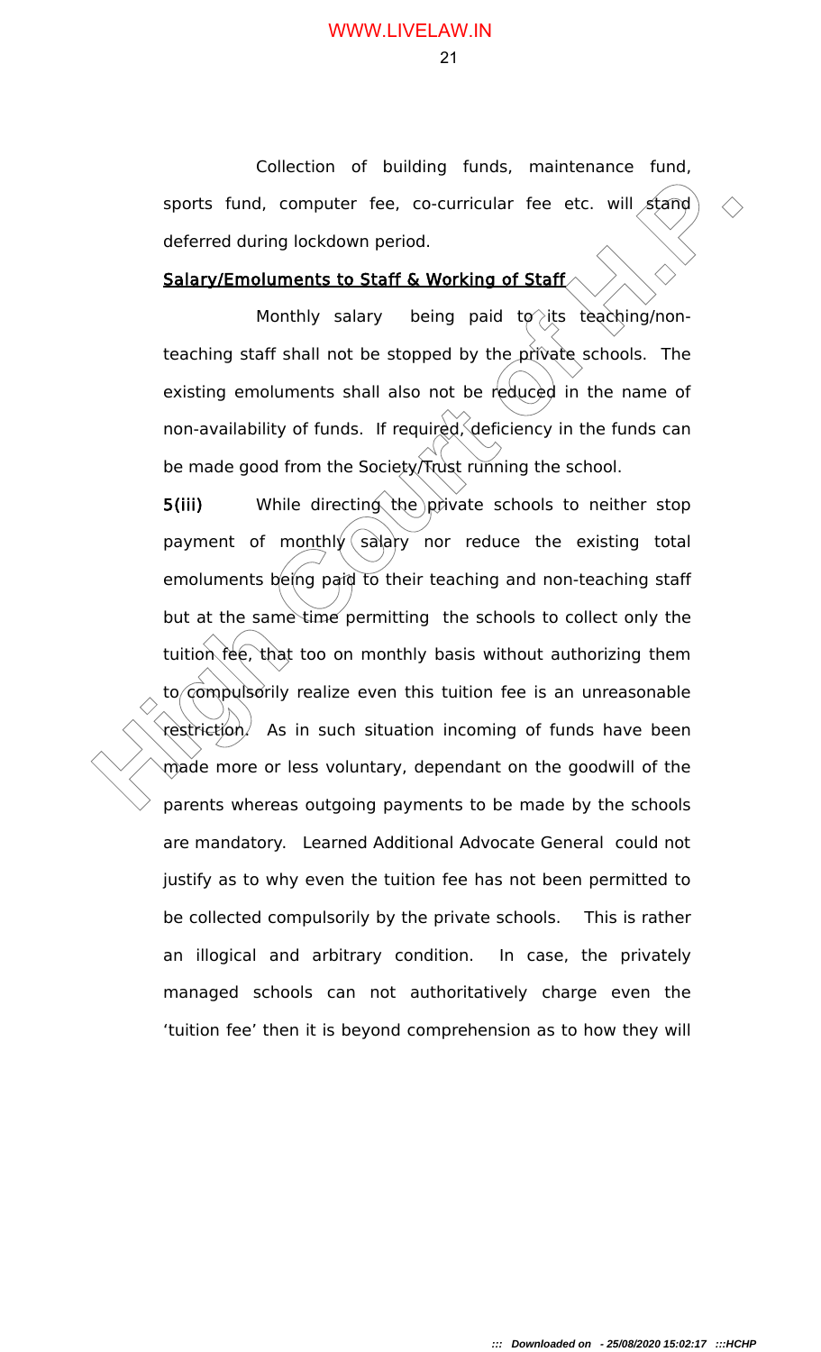Collection of building funds, maintenance fund, sports fund, computer fee, co-curricular fee etc. will stand deferred during lockdown period.

<u>**Salary/Emoluments to Staff & Working of Staff**</u>

Monthly salary being paid to its teaching/non-teaching staff shall not be stopped by the private schools. The existing emoluments shall also not be reduced in the name of non-availability of funds. If required, deficiency in the funds can be made good from the Society/Trust running the school.

**5(iii)** While directing the private schools to neither stop payment of monthly salary nor reduce the existing total emoluments being paid to their teaching and non-teaching staff but at the same time permitting the schools to collect only the tuition fee, that too on monthly basis without authorizing them to compulsorily realize even this tuition fee is an unreasonable restriction. As in such situation incoming of funds have been made more or less voluntary, dependant on the goodwill of the parents whereas outgoing payments to be made by the schools are mandatory. Learned Additional Advocate General could not justify as to why even the tuition fee has not been permitted to be collected compulsorily by the private schools. This is rather an illogical and arbitrary condition. In case, the privately managed schools can not authoritatively charge even the 'tuition fee' then it is beyond comprehension as to how they will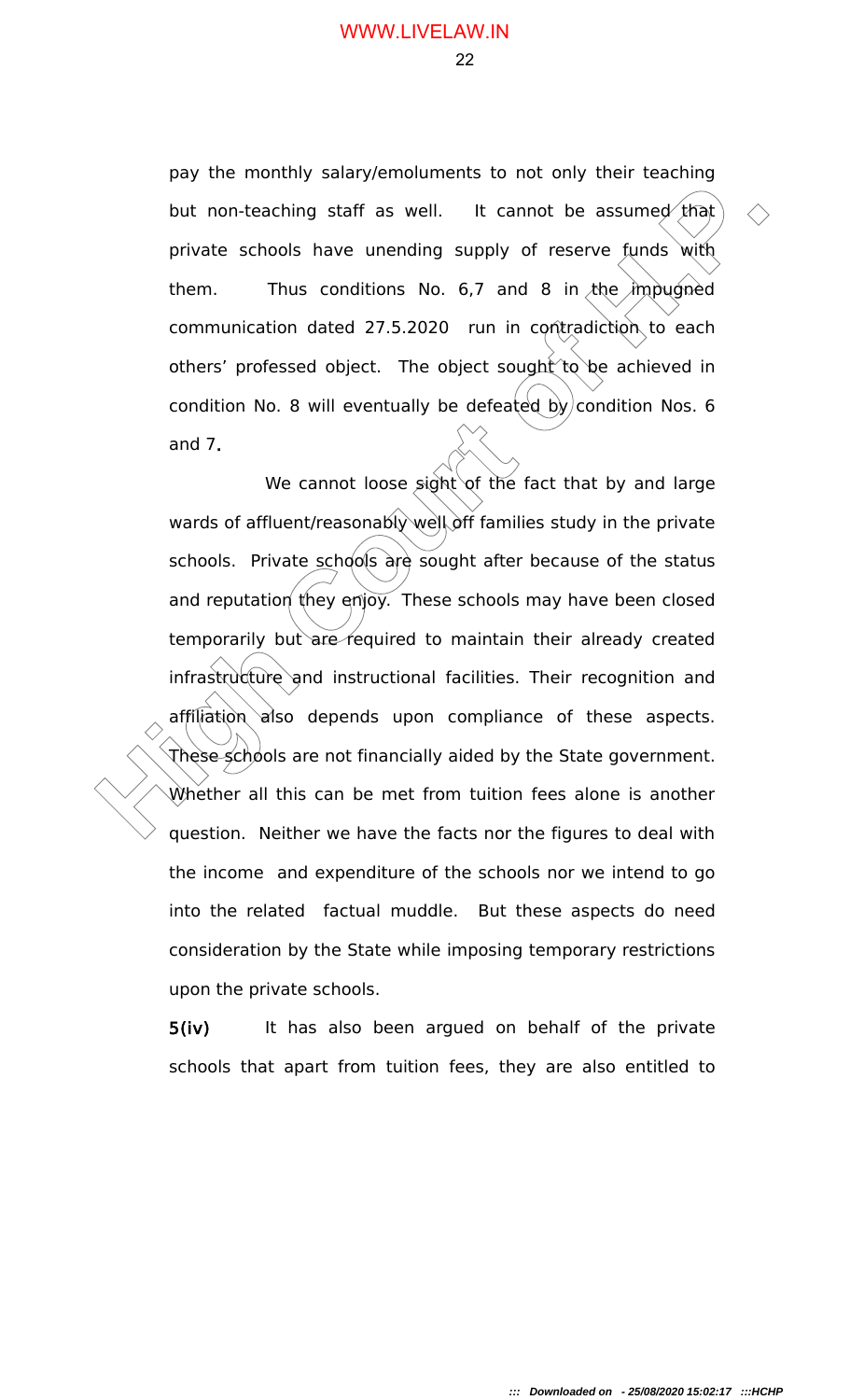pay the monthly salary/emoluments to not only their teaching but non-teaching staff as well. It cannot be assumed that private schools have unending supply of reserve funds with them. Thus conditions No. 6,7 and 8 in the impugned communication dated 27.5.2020 run in contradiction to each others' professed object. The object sought to be achieved in condition No. 8 will eventually be defeated by condition Nos. 6 and 7.

We cannot loose sight of the fact that by and large wards of affluent/reasonably well off families study in the private schools. Private schools are sought after because of the status and reputation they enjoy. These schools may have been closed temporarily but are required to maintain their already created infrastructure and instructional facilities. Their recognition and affiliation also depends upon compliance of these aspects. These schools are not financially aided by the State government. Whether all this can be met from tuition fees alone is another question. Neither we have the facts nor the figures to deal with the income and expenditure of the schools nor we intend to go into the related factual muddle. But these aspects do need consideration by the State while imposing temporary restrictions upon the private schools.

**5(iv)** It has also been argued on behalf of the private schools that apart from tuition fees, they are also entitled to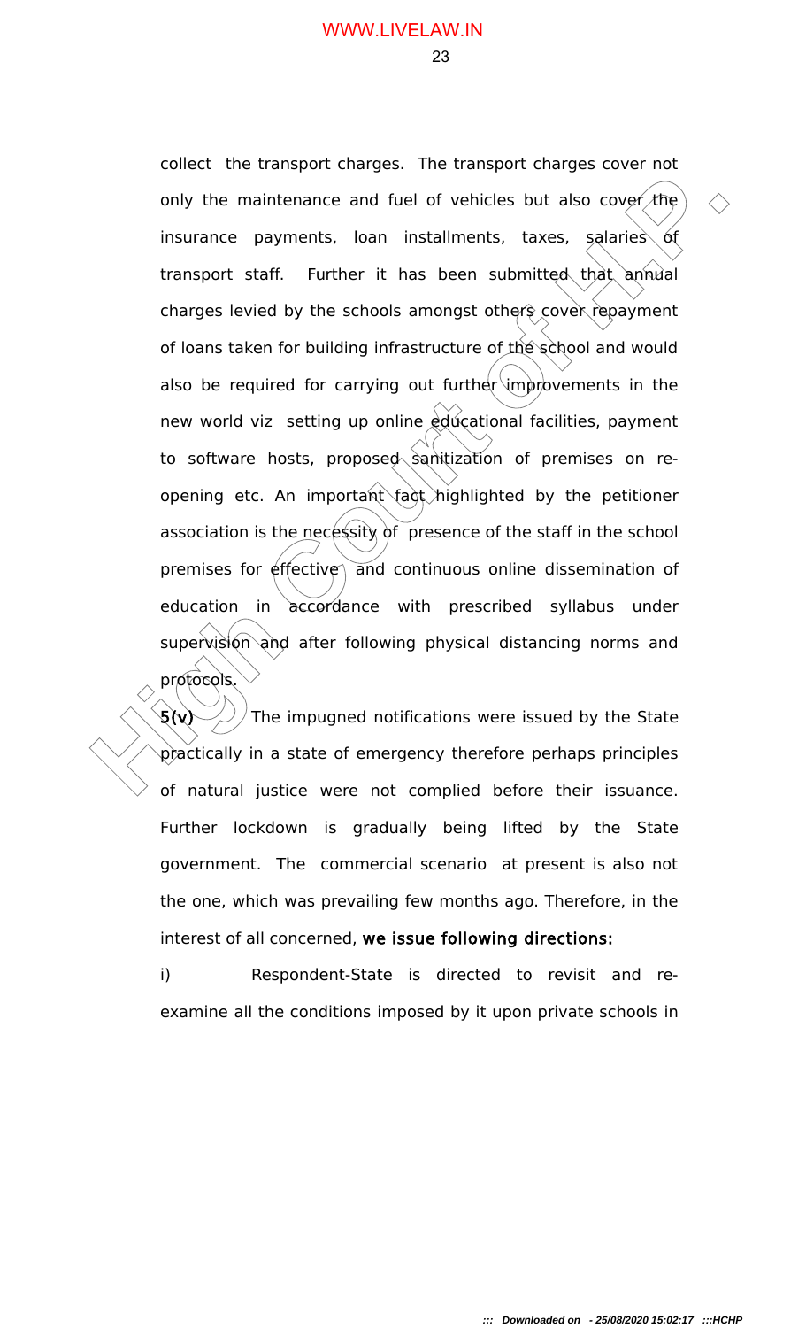collect the transport charges. The transport charges cover not only the maintenance and fuel of vehicles but also cover the insurance payments, loan installments, taxes, salaries of transport staff. Further it has been submitted that annual charges levied by the schools amongst others cover repayment of loans taken for building infrastructure of the school and would also be required for carrying out further improvements in the new world viz setting up online educational facilities, payment to software hosts, proposed sanitization of premises on re-opening etc. An important fact highlighted by the petitioner association is the necessity of presence of the staff in the school premises for effective and continuous online dissemination of education in accordance with prescribed syllabus under supervision and after following physical distancing norms and protocols.

5(v) The impugned notifications were issued by the State practically in a state of emergency therefore perhaps principles of natural justice were not complied before their issuance. Further lockdown is gradually being lifted by the State government. The commercial scenario at present is also not the one, which was prevailing few months ago. Therefore, in the interest of all concerned, **we issue following directions:**

i) Respondent-State is directed to revisit and re-examine all the conditions imposed by it upon private schools in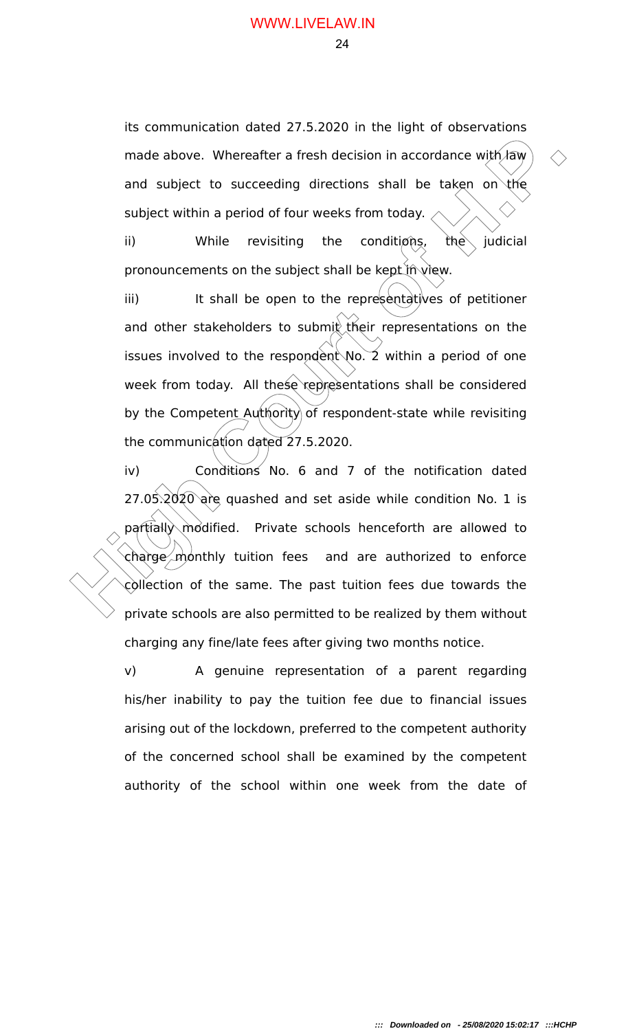its communication dated 27.5.2020 in the light of observations made above. Whereafter a fresh decision in accordance with law and subject to succeeding directions shall be taken on the subject within a period of four weeks from today.

ii) While revisiting the conditions, the judicial pronouncements on the subject shall be kept in view.

iii) It shall be open to the representatives of petitioner and other stakeholders to submit their representations on the issues involved to the respondent No. 2 within a period of one week from today. All these representations shall be considered by the Competent Authority of respondent-state while revisiting the communication dated 27.5.2020.

iv) Conditions No. 6 and 7 of the notification dated 27.05.2020 are quashed and set aside while condition No. 1 is partially modified. Private schools henceforth are allowed to charge monthly tuition fees and are authorized to enforce collection of the same. The past tuition fees due towards the private schools are also permitted to be realized by them without charging any fine/late fees after giving two months notice.

v) A genuine representation of a parent regarding his/her inability to pay the tuition fee due to financial issues arising out of the lockdown, preferred to the competent authority of the concerned school shall be examined by the competent authority of the school within one week from the date of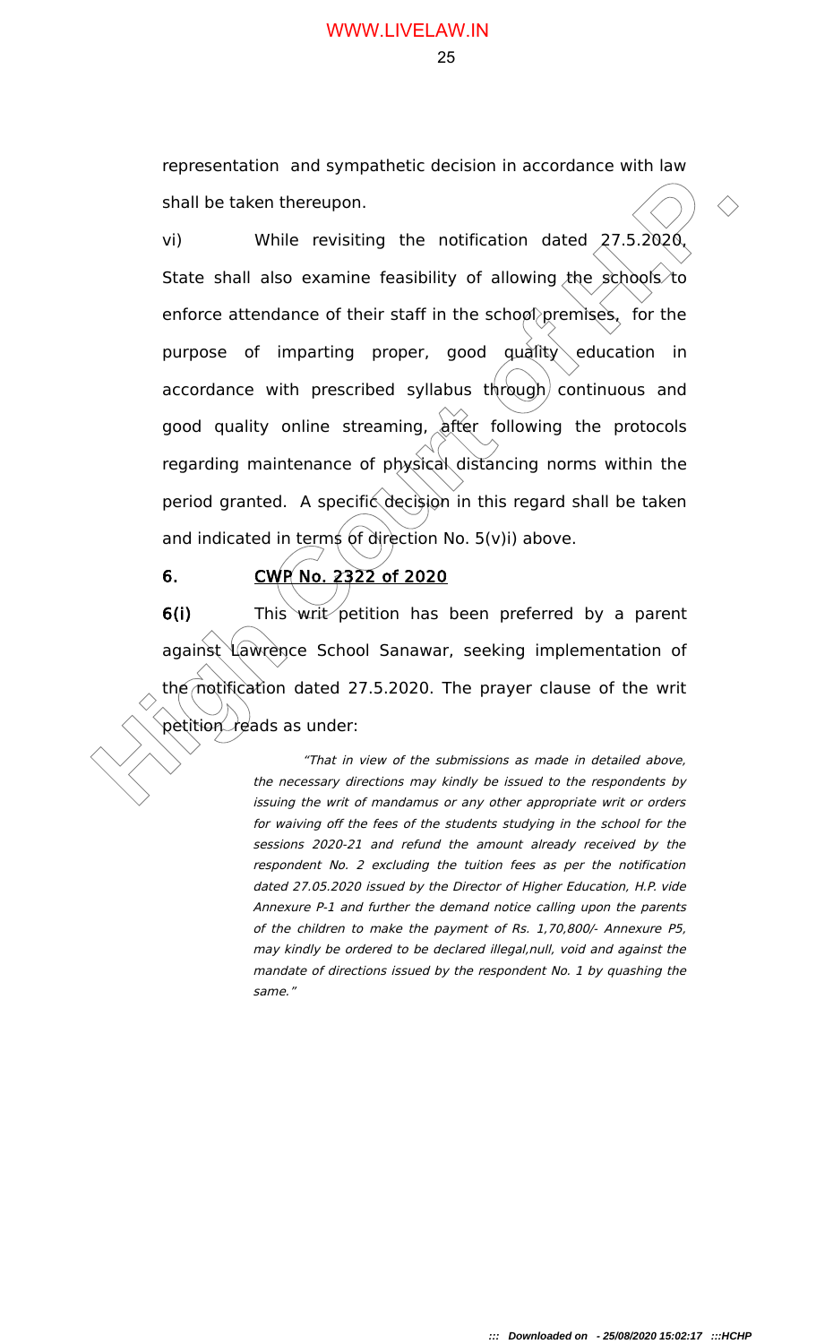representation and sympathetic decision in accordance with law shall be taken thereupon.

vi) While revisiting the notification dated 27.5.2020, State shall also examine feasibility of allowing the schools to enforce attendance of their staff in the school premises, for the purpose of imparting proper, good quality education in accordance with prescribed syllabus through continuous and good quality online streaming, after following the protocols regarding maintenance of physical distancing norms within the period granted. A specific decision in this regard shall be taken and indicated in terms of direction No. 5(v)i) above.

**6. <u>CWP No. 2322 of 2020</u>**

**6(i)** This writ petition has been preferred by a parent against Lawrence School Sanawar, seeking implementation of the notification dated 27.5.2020. The prayer clause of the writ petition reads as under:

> *"That in view of the submissions as made in detailed above, the necessary directions may kindly be issued to the respondents by issuing the writ of mandamus or any other appropriate writ or orders for waiving off the fees of the students studying in the school for the sessions 2020-21 and refund the amount already received by the respondent No. 2 excluding the tuition fees as per the notification dated 27.05.2020 issued by the Director of Higher Education, H.P. vide Annexure P-1 and further the demand notice calling upon the parents of the children to make the payment of Rs. 1,70,800/- Annexure P5, may kindly be ordered to be declared illegal,null, void and against the mandate of directions issued by the respondent No. 1 by quashing the same."*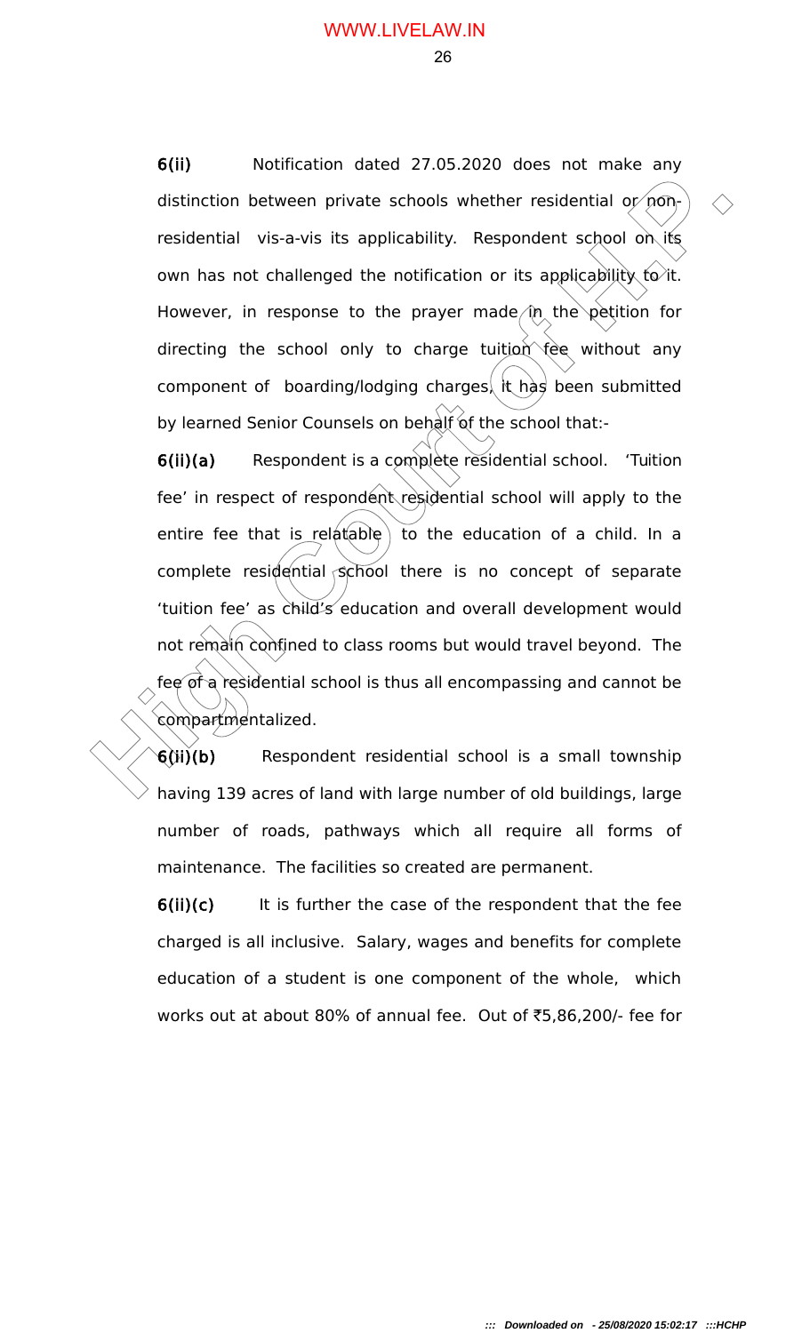**6(ii)** Notification dated 27.05.2020 does not make any distinction between private schools whether residential or non-residential vis-a-vis its applicability. Respondent school on its own has not challenged the notification or its applicability to it. However, in response to the prayer made in the petition for directing the school only to charge tuition fee without any component of boarding/lodging charges, it has been submitted by learned Senior Counsels on behalf of the school that:-

**6(ii)(a)** Respondent is a complete residential school. 'Tuition fee' in respect of respondent residential school will apply to the entire fee that is relatable to the education of a child. In a complete residential school there is no concept of separate 'tuition fee' as child's education and overall development would not remain confined to class rooms but would travel beyond. The fee of a residential school is thus all encompassing and cannot be compartmentalized.

**6(ii)(b)** Respondent residential school is a small township having 139 acres of land with large number of old buildings, large number of roads, pathways which all require all forms of maintenance. The facilities so created are permanent.

**6(ii)(c)** It is further the case of the respondent that the fee charged is all inclusive. Salary, wages and benefits for complete education of a student is one component of the whole, which works out at about 80% of annual fee. Out of ₹5,86,200/- fee for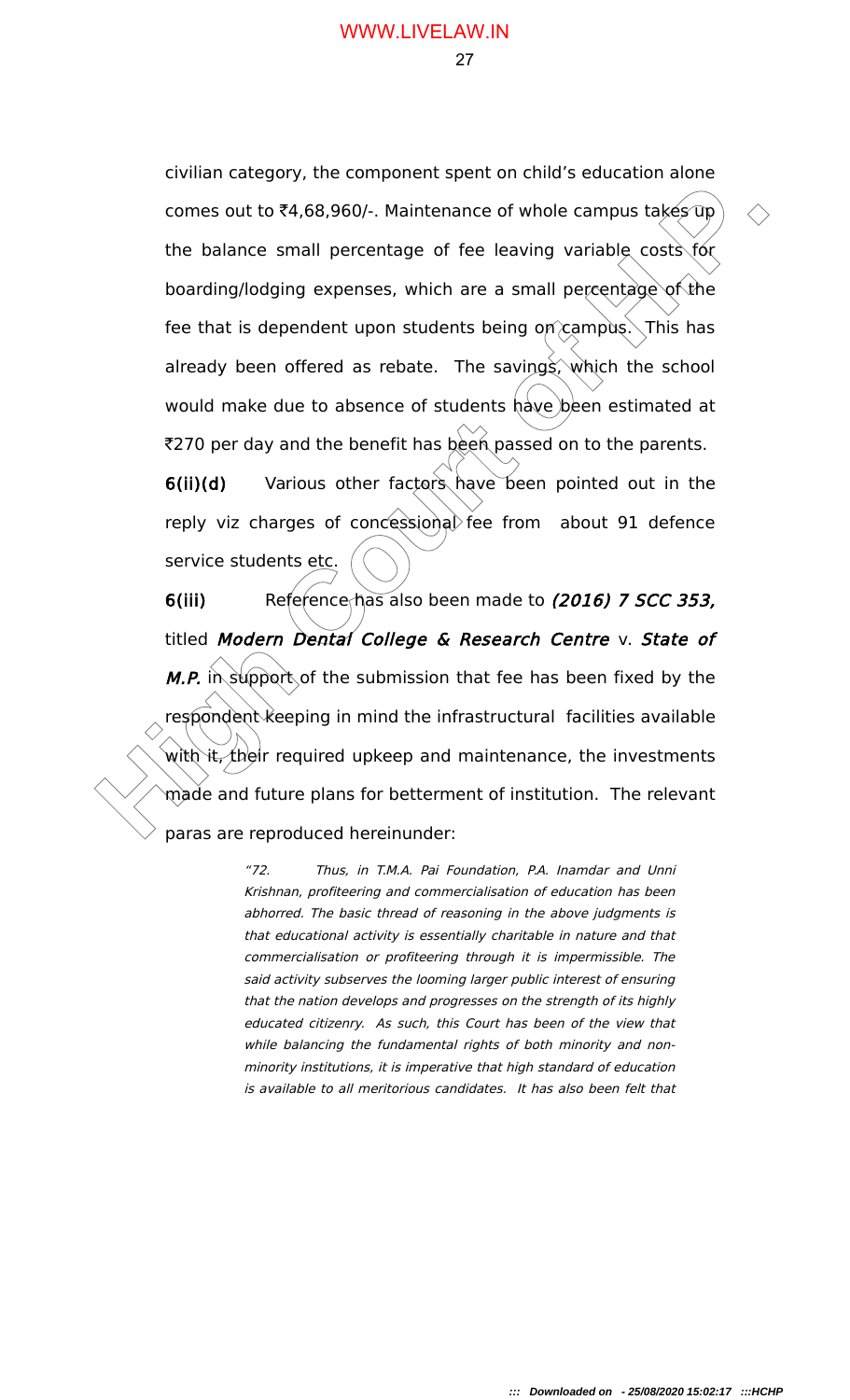civilian category, the component spent on child's education alone comes out to ₹4,68,960/-. Maintenance of whole campus takes up the balance small percentage of fee leaving variable costs for boarding/lodging expenses, which are a small percentage of the fee that is dependent upon students being on campus. This has already been offered as rebate. The savings, which the school would make due to absence of students have been estimated at ₹270 per day and the benefit has been passed on to the parents.

**6(ii)(d)** Various other factors have been pointed out in the reply viz charges of concessional fee from about 91 defence service students etc.

**6(iii)** Reference has also been made to ***(2016) 7 SCC 353,*** titled ***Modern Dental College & Research Centre*** v. ***State of M.P.*** in support of the submission that fee has been fixed by the respondent keeping in mind the infrastructural facilities available with it, their required upkeep and maintenance, the investments made and future plans for betterment of institution. The relevant paras are reproduced hereinunder:

> *"72. Thus, in T.M.A. Pai Foundation, P.A. Inamdar and Unni Krishnan, profiteering and commercialisation of education has been abhorred. The basic thread of reasoning in the above judgments is that educational activity is essentially charitable in nature and that commercialisation or profiteering through it is impermissible. The said activity subserves the looming larger public interest of ensuring that the nation develops and progresses on the strength of its highly educated citizenry. As such, this Court has been of the view that while balancing the fundamental rights of both minority and non-minority institutions, it is imperative that high standard of education is available to all meritorious candidates. It has also been felt that*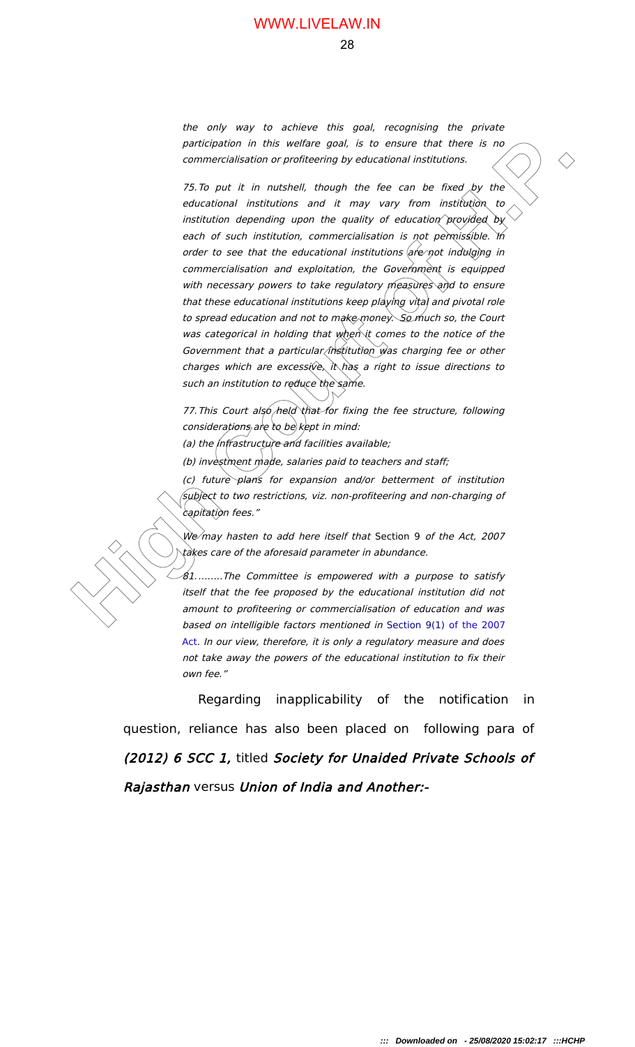*the only way to achieve this goal, recognising the private participation in this welfare goal, is to ensure that there is no commercialisation or profiteering by educational institutions.*

*75. To put it in nutshell, though the fee can be fixed by the educational institutions and it may vary from institution to institution depending upon the quality of education provided by each of such institution, commercialisation is not permissible. In order to see that the educational institutions are not indulging in commercialisation and exploitation, the Government is equipped with necessary powers to take regulatory measures and to ensure that these educational institutions keep playing vital and pivotal role to spread education and not to make money. So much so, the Court was categorical in holding that when it comes to the notice of the Government that a particular institution was charging fee or other charges which are excessive, it has a right to issue directions to such an institution to reduce the same.*

*77. This Court also held that for fixing the fee structure, following considerations are to be kept in mind:*

*(a) the infrastructure and facilities available;*

*(b) investment made, salaries paid to teachers and staff;*

*(c) future plans for expansion and/or betterment of institution subject to two restrictions, viz. non-profiteering and non-charging of capitation fees."*

*We may hasten to add here itself that* Section 9 *of the Act, 2007 takes care of the aforesaid parameter in abundance.*

*81.........The Committee is empowered with a purpose to satisfy itself that the fee proposed by the educational institution did not amount to profiteering or commercialisation of education and was based on intelligible factors mentioned in* Section 9(1) of the 2007 Act. *In our view, therefore, it is only a regulatory measure and does not take away the powers of the educational institution to fix their own fee."*

Regarding inapplicability of the notification in question, reliance has also been placed on following para of ***(2012) 6 SCC 1,*** titled ***Society for Unaided Private Schools of Rajasthan*** versus ***Union of India and Another:-***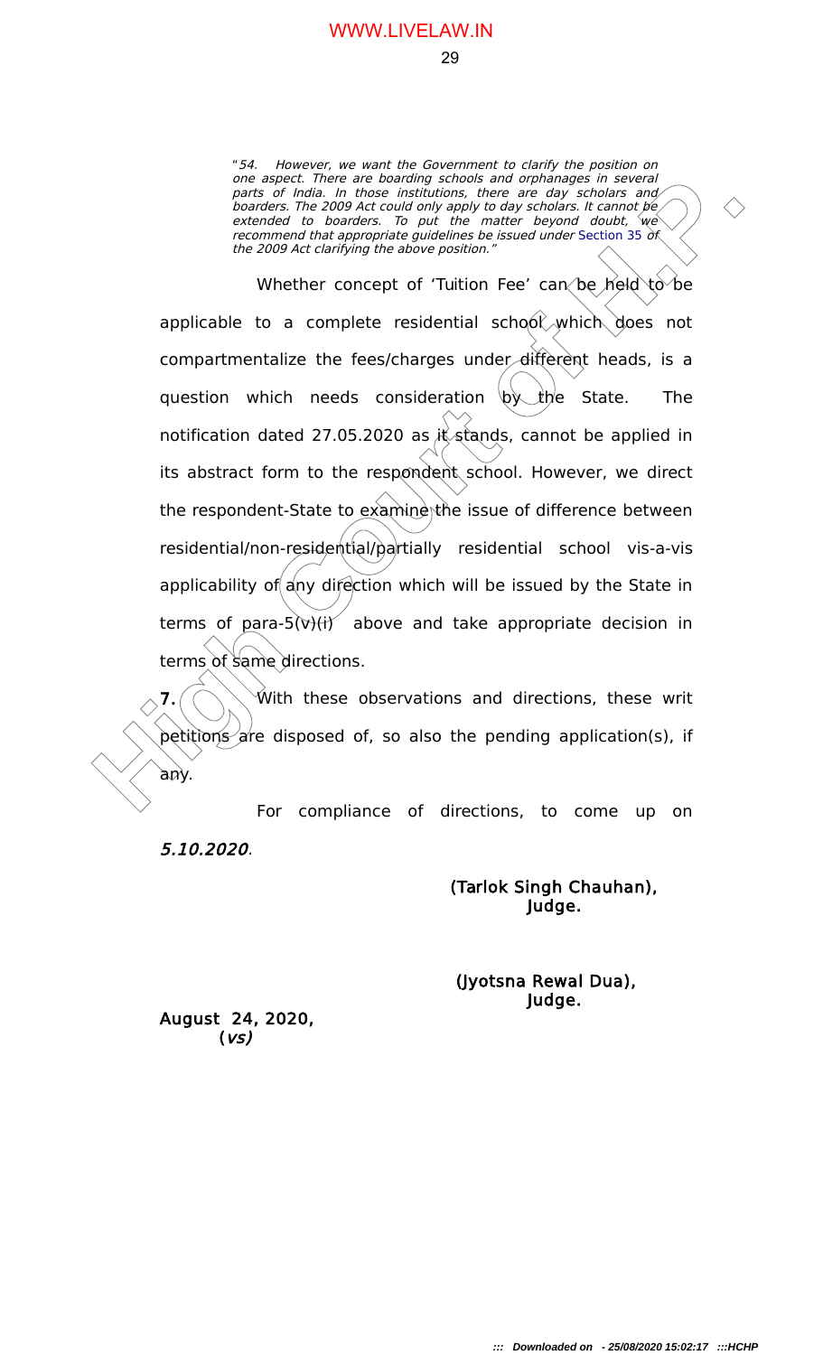> *"54. However, we want the Government to clarify the position on one aspect. There are boarding schools and orphanages in several parts of India. In those institutions, there are day scholars and boarders. The 2009 Act could only apply to day scholars. It cannot be extended to boarders. To put the matter beyond doubt, we recommend that appropriate guidelines be issued under Section 35 of the 2009 Act clarifying the above position."*

Whether concept of 'Tuition Fee' can be held to be applicable to a complete residential school which does not compartmentalize the fees/charges under different heads, is a question which needs consideration by the State. The notification dated 27.05.2020 as it stands, cannot be applied in its abstract form to the respondent school. However, we direct the respondent-State to examine the issue of difference between residential/non-residential/partially residential school vis-a-vis applicability of any direction which will be issued by the State in terms of para-5(v)(i) above and take appropriate decision in terms of same directions.

**7.** With these observations and directions, these writ petitions are disposed of, so also the pending application(s), if any.

For compliance of directions, to come up on ***5.10.2020***.

**(Tarlok Singh Chauhan),**
**Judge.**

**(Jyotsna Rewal Dua),**
**Judge.**

**August 24, 2020,**
**(*vs)***